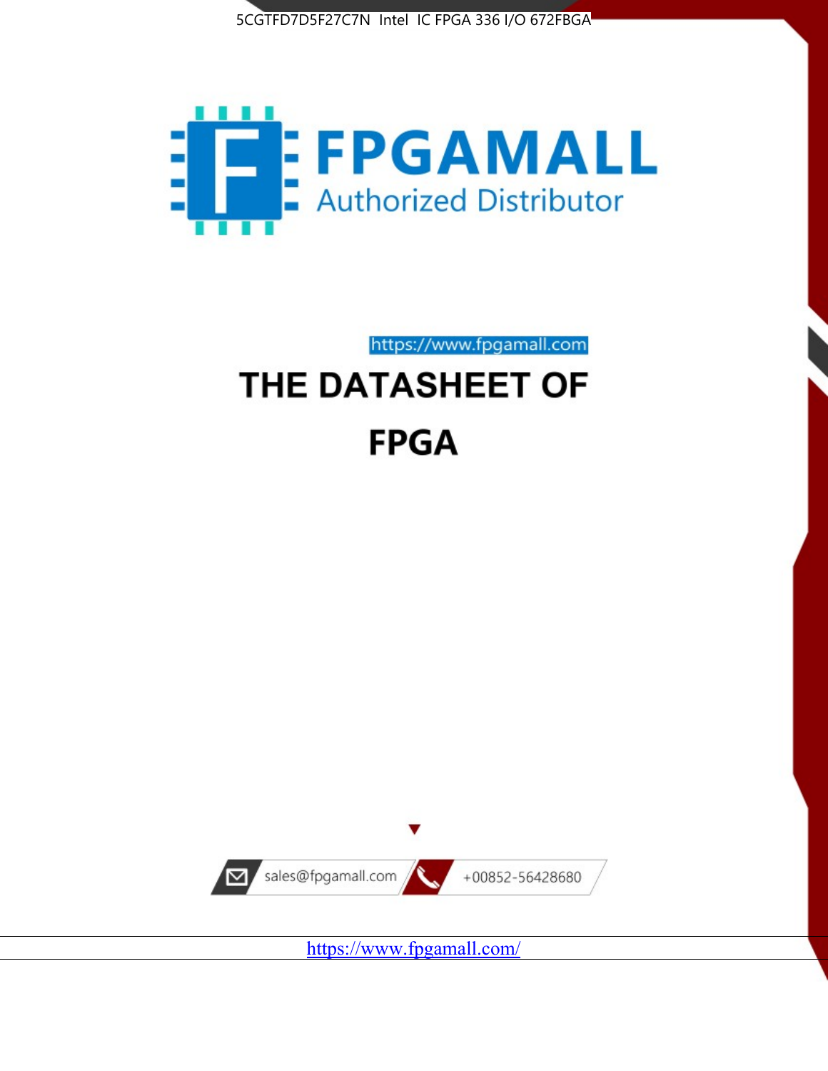5CGTFD7D5F27C7N Intel IC FPGA 336 I/O 672FBGA

FPGAMALL

Authorized Distributor

https://www.fpgamall.com

# THE DATASHEET OF

# FPGA

sales@fpgamall.com

+00852-56428680

https://www.fpgamall.com/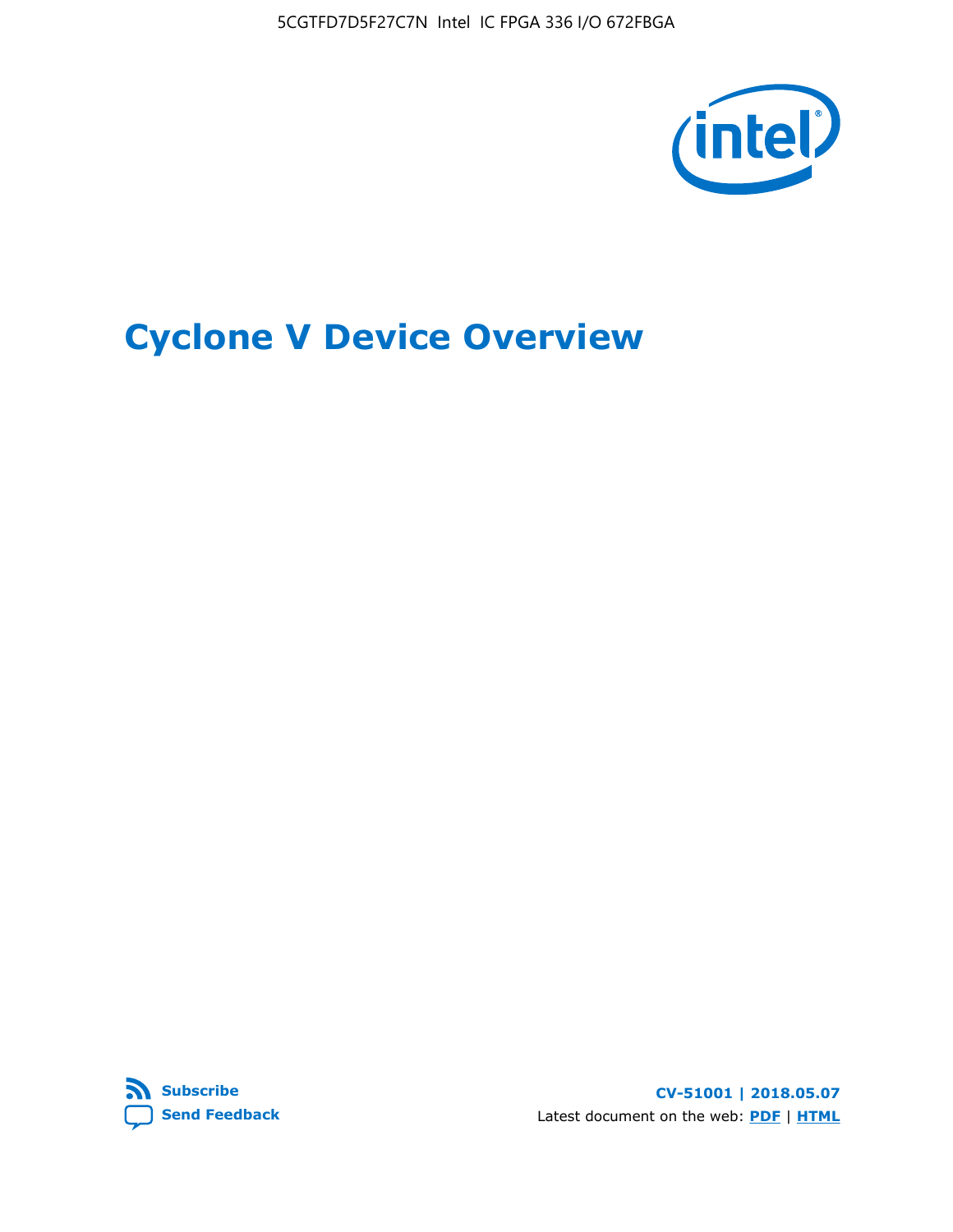5CGTFD7D5F27C7N Intel IC FPGA 336 I/O 672FBGA

# Cyclone V Device Overview

Subscribe

Send Feedback

CV-51001 | 2018.05.07

Latest document on the web: PDF | HTML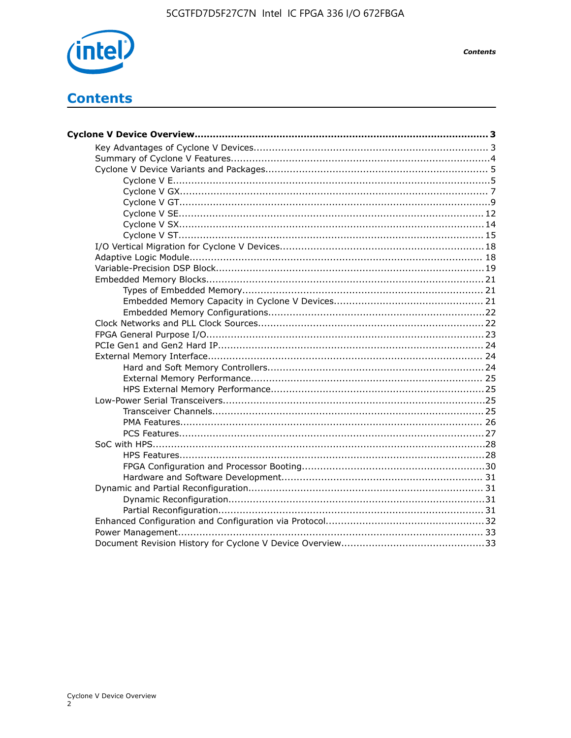# Contents

**Cyclone V Device Overview................................................................................................ 3**

- Key Advantages of Cyclone V Devices............................................................................ 3
- Summary of Cyclone V Features....................................................................................4
- Cyclone V Device Variants and Packages........................................................................ 5
    - Cyclone V E.......................................................................................................5
    - Cyclone V GX.................................................................................................... 7
    - Cyclone V GT.....................................................................................................9
    - Cyclone V SE................................................................................................... 12
    - Cyclone V SX................................................................................................... 14
    - Cyclone V ST................................................................................................... 15
- I/O Vertical Migration for Cyclone V Devices.................................................................. 18
- Adaptive Logic Module................................................................................................ 18
- Variable-Precision DSP Block....................................................................................... 19
- Embedded Memory Blocks.......................................................................................... 21
    - Types of Embedded Memory.............................................................................. 21
    - Embedded Memory Capacity in Cyclone V Devices................................................. 21
    - Embedded Memory Configurations......................................................................22
- Clock Networks and PLL Clock Sources......................................................................... 22
- FPGA General Purpose I/O.......................................................................................... 23
- PCIe Gen1 and Gen2 Hard IP...................................................................................... 24
- External Memory Interface......................................................................................... 24
    - Hard and Soft Memory Controllers...................................................................... 24
    - External Memory Performance........................................................................... 25
    - HPS External Memory Performance..................................................................... 25
- Low-Power Serial Transceivers.....................................................................................25
    - Transceiver Channels........................................................................................ 25
    - PMA Features.................................................................................................. 26
    - PCS Features................................................................................................... 27
- SoC with HPS............................................................................................................28
    - HPS Features...................................................................................................28
    - FPGA Configuration and Processor Booting...........................................................30
    - Hardware and Software Development................................................................. 31
- Dynamic and Partial Reconfiguration............................................................................ 31
    - Dynamic Reconfiguration...................................................................................31
    - Partial Reconfiguration......................................................................................31
- Enhanced Configuration and Configuration via Protocol...................................................32
- Power Management................................................................................................... 33
- Document Revision History for Cyclone V Device Overview...............................................33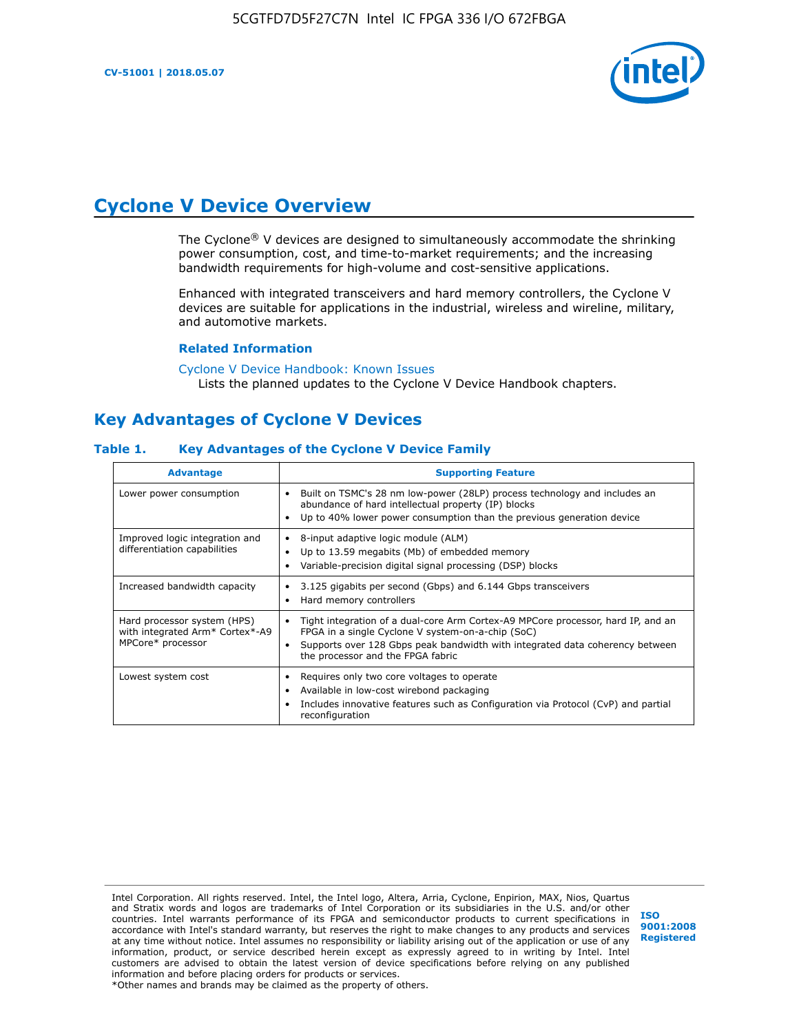# Cyclone V Device Overview

The Cyclone® V devices are designed to simultaneously accommodate the shrinking power consumption, cost, and time-to-market requirements; and the increasing bandwidth requirements for high-volume and cost-sensitive applications.

Enhanced with integrated transceivers and hard memory controllers, the Cyclone V devices are suitable for applications in the industrial, wireless and wireline, military, and automotive markets.

### Related Information

Cyclone V Device Handbook: Known Issues
Lists the planned updates to the Cyclone V Device Handbook chapters.

## Key Advantages of Cyclone V Devices

### Table 1. Key Advantages of the Cyclone V Device Family

| Advantage | Supporting Feature |
|---|---|
| Lower power consumption | • Built on TSMC's 28 nm low-power (28LP) process technology and includes an abundance of hard intellectual property (IP) blocks<br>• Up to 40% lower power consumption than the previous generation device |
| Improved logic integration and differentiation capabilities | • 8-input adaptive logic module (ALM)<br>• Up to 13.59 megabits (Mb) of embedded memory<br>• Variable-precision digital signal processing (DSP) blocks |
| Increased bandwidth capacity | • 3.125 gigabits per second (Gbps) and 6.144 Gbps transceivers<br>• Hard memory controllers |
| Hard processor system (HPS) with integrated Arm* Cortex*-A9 MPCore* processor | • Tight integration of a dual-core Arm Cortex-A9 MPCore processor, hard IP, and an FPGA in a single Cyclone V system-on-a-chip (SoC)<br>• Supports over 128 Gbps peak bandwidth with integrated data coherency between the processor and the FPGA fabric |
| Lowest system cost | • Requires only two core voltages to operate<br>• Available in low-cost wirebond packaging<br>• Includes innovative features such as Configuration via Protocol (CvP) and partial reconfiguration |

Intel Corporation. All rights reserved. Intel, the Intel logo, Altera, Arria, Cyclone, Enpirion, MAX, Nios, Quartus and Stratix words and logos are trademarks of Intel Corporation or its subsidiaries in the U.S. and/or other countries. Intel warrants performance of its FPGA and semiconductor products to current specifications in accordance with Intel's standard warranty, but reserves the right to make changes to any products and services at any time without notice. Intel assumes no responsibility or liability arising out of the application or use of any information, product, or service described herein except as expressly agreed to in writing by Intel. Intel customers are advised to obtain the latest version of device specifications before relying on any published information and before placing orders for products or services.
*Other names and brands may be claimed as the property of others.

ISO 9001:2008 Registered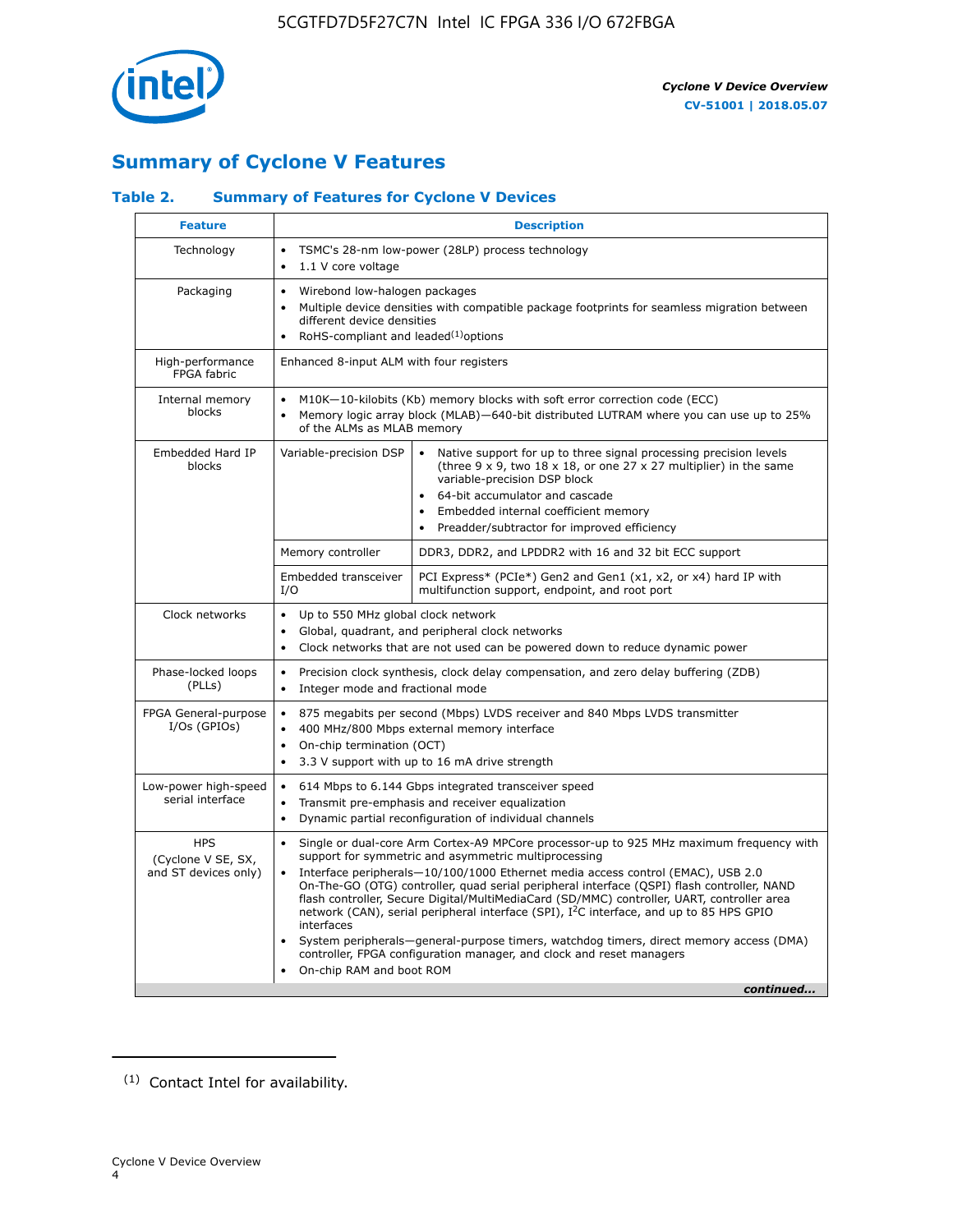## Summary of Cyclone V Features

### Table 2. Summary of Features for Cyclone V Devices

| Feature | Description | |
|---|---|---|
| Technology | • TSMC's 28-nm low-power (28LP) process technology<br>• 1.1 V core voltage | |
| Packaging | • Wirebond low-halogen packages<br>• Multiple device densities with compatible package footprints for seamless migration between different device densities<br>• RoHS-compliant and leaded[(1)] options | |
| High-performance FPGA fabric | Enhanced 8-input ALM with four registers | |
| Internal memory blocks | • M10K—10-kilobits (Kb) memory blocks with soft error correction code (ECC)<br>• Memory logic array block (MLAB)—640-bit distributed LUTRAM where you can use up to 25% of the ALMs as MLAB memory | |
| Embedded Hard IP blocks | Variable-precision DSP | • Native support for up to three signal processing precision levels (three 9 x 9, two 18 x 18, or one 27 x 27 multiplier) in the same variable-precision DSP block<br>• 64-bit accumulator and cascade<br>• Embedded internal coefficient memory<br>• Preadder/subtractor for improved efficiency |
| | Memory controller | DDR3, DDR2, and LPDDR2 with 16 and 32 bit ECC support |
| | Embedded transceiver I/O | PCI Express* (PCIe*) Gen2 and Gen1 (x1, x2, or x4) hard IP with multifunction support, endpoint, and root port |
| Clock networks | • Up to 550 MHz global clock network<br>• Global, quadrant, and peripheral clock networks<br>• Clock networks that are not used can be powered down to reduce dynamic power | |
| Phase-locked loops (PLLs) | • Precision clock synthesis, clock delay compensation, and zero delay buffering (ZDB)<br>• Integer mode and fractional mode | |
| FPGA General-purpose I/Os (GPIOs) | • 875 megabits per second (Mbps) LVDS receiver and 840 Mbps LVDS transmitter<br>• 400 MHz/800 Mbps external memory interface<br>• On-chip termination (OCT)<br>• 3.3 V support with up to 16 mA drive strength | |
| Low-power high-speed serial interface | • 614 Mbps to 6.144 Gbps integrated transceiver speed<br>• Transmit pre-emphasis and receiver equalization<br>• Dynamic partial reconfiguration of individual channels | |
| HPS (Cyclone V SE, SX, and ST devices only) | • Single or dual-core Arm Cortex-A9 MPCore processor-up to 925 MHz maximum frequency with support for symmetric and asymmetric multiprocessing<br>• Interface peripherals—10/100/1000 Ethernet media access control (EMAC), USB 2.0 On-The-GO (OTG) controller, quad serial peripheral interface (QSPI) flash controller, NAND flash controller, Secure Digital/MultiMediaCard (SD/MMC) controller, UART, controller area network (CAN), serial peripheral interface (SPI), I$^2$C interface, and up to 85 HPS GPIO interfaces<br>• System peripherals—general-purpose timers, watchdog timers, direct memory access (DMA) controller, FPGA configuration manager, and clock and reset managers<br>• On-chip RAM and boot ROM | |

*continued...*

(1) Contact Intel for availability.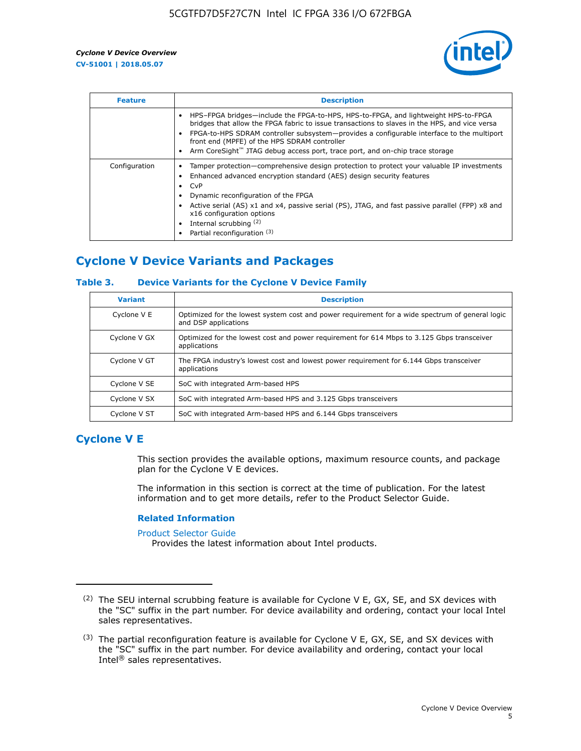| Feature | Description |
| --- | --- |
| | • HPS–FPGA bridges—include the FPGA-to-HPS, HPS-to-FPGA, and lightweight HPS-to-FPGA bridges that allow the FPGA fabric to issue transactions to slaves in the HPS, and vice versa<br>• FPGA-to-HPS SDRAM controller subsystem—provides a configurable interface to the multiport front end (MPFE) of the HPS SDRAM controller<br>• Arm CoreSight™ JTAG debug access port, trace port, and on-chip trace storage |
| Configuration | • Tamper protection—comprehensive design protection to protect your valuable IP investments<br>• Enhanced advanced encryption standard (AES) design security features<br>• CvP<br>• Dynamic reconfiguration of the FPGA<br>• Active serial (AS) x1 and x4, passive serial (PS), JTAG, and fast passive parallel (FPP) x8 and x16 configuration options<br>• Internal scrubbing [(2)]<br>• Partial reconfiguration [(3)] |

## Cyclone V Device Variants and Packages

### Table 3. Device Variants for the Cyclone V Device Family

| Variant | Description |
| --- | --- |
| Cyclone V E | Optimized for the lowest system cost and power requirement for a wide spectrum of general logic and DSP applications |
| Cyclone V GX | Optimized for the lowest cost and power requirement for 614 Mbps to 3.125 Gbps transceiver applications |
| Cyclone V GT | The FPGA industry's lowest cost and lowest power requirement for 6.144 Gbps transceiver applications |
| Cyclone V SE | SoC with integrated Arm-based HPS |
| Cyclone V SX | SoC with integrated Arm-based HPS and 3.125 Gbps transceivers |
| Cyclone V ST | SoC with integrated Arm-based HPS and 6.144 Gbps transceivers |

## Cyclone V E

This section provides the available options, maximum resource counts, and package plan for the Cyclone V E devices.

The information in this section is correct at the time of publication. For the latest information and to get more details, refer to the Product Selector Guide.

### Related Information

Product Selector Guide
Provides the latest information about Intel products.

---

(2) The SEU internal scrubbing feature is available for Cyclone V E, GX, SE, and SX devices with the "SC" suffix in the part number. For device availability and ordering, contact your local Intel sales representatives.

(3) The partial reconfiguration feature is available for Cyclone V E, GX, SE, and SX devices with the "SC" suffix in the part number. For device availability and ordering, contact your local Intel® sales representatives.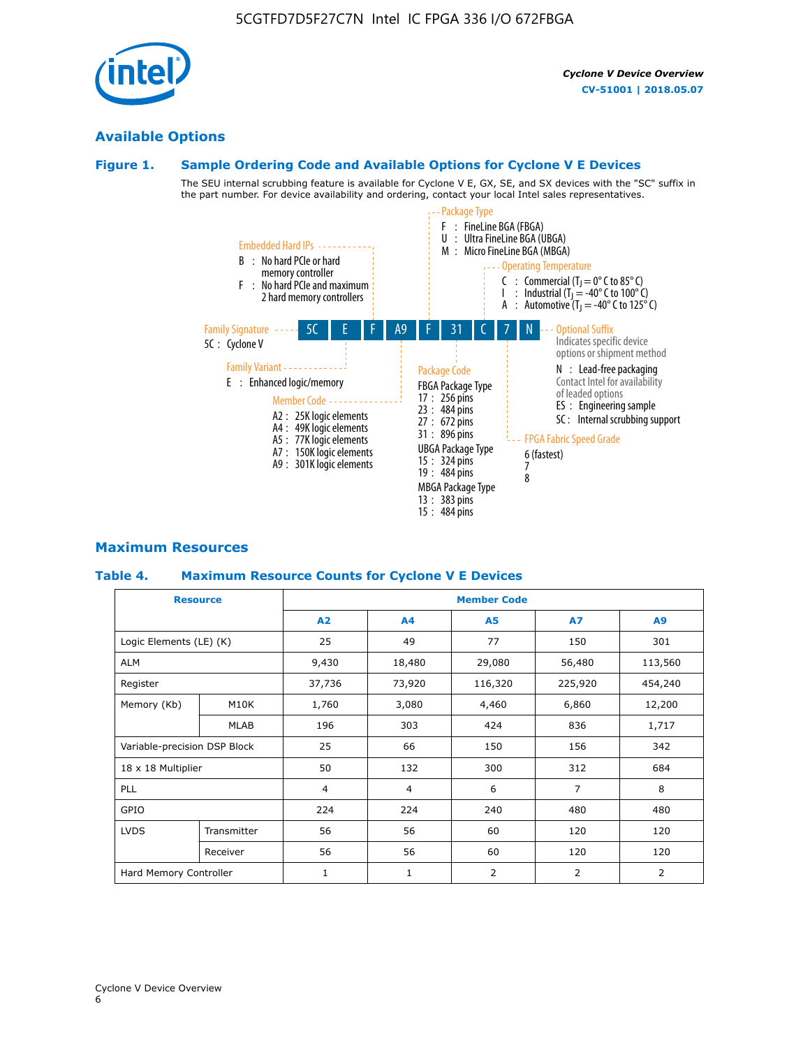## Available Options

### Figure 1. Sample Ordering Code and Available Options for Cyclone V E Devices

The SEU internal scrubbing feature is available for Cyclone V E, GX, SE, and SX devices with the "SC" suffix in the part number. For device availability and ordering, contact your local Intel sales representatives.

**5C | E | F | A9 | F | 31 | C | 7 | N**

**Family Signature**
- 5C : Cyclone V

**Family Variant**
- E : Enhanced logic/memory

**Embedded Hard IPs**
- B : No hard PCIe or hard memory controller
- F : No hard PCIe and maximum 2 hard memory controllers

**Member Code**
- A2 : 25K logic elements
- A4 : 49K logic elements
- A5 : 77K logic elements
- A7 : 150K logic elements
- A9 : 301K logic elements

**Package Type**
- F : FineLine BGA (FBGA)
- U : Ultra FineLine BGA (UBGA)
- M : Micro FineLine BGA (MBGA)

**Package Code**

FBGA Package Type
- 17 : 256 pins
- 23 : 484 pins
- 27 : 672 pins
- 31 : 896 pins

UBGA Package Type
- 15 : 324 pins
- 19 : 484 pins

MBGA Package Type
- 13 : 383 pins
- 15 : 484 pins

**Operating Temperature**
- C : Commercial ($T_J$ = 0° C to 85° C)
- I : Industrial ($T_J$ = -40° C to 100° C)
- A : Automotive ($T_J$ = -40° C to 125° C)

**FPGA Fabric Speed Grade**
- 6 (fastest)
- 7
- 8

**Optional Suffix**

Indicates specific device options or shipment method
- N : Lead-free packaging

Contact Intel for availability of leaded options
- ES : Engineering sample
- SC : Internal scrubbing support

## Maximum Resources

### Table 4. Maximum Resource Counts for Cyclone V E Devices

| Resource | | Member Code | | | | |
|---|---|---|---|---|---|---|
| | | A2 | A4 | A5 | A7 | A9 |
| Logic Elements (LE) (K) | | 25 | 49 | 77 | 150 | 301 |
| ALM | | 9,430 | 18,480 | 29,080 | 56,480 | 113,560 |
| Register | | 37,736 | 73,920 | 116,320 | 225,920 | 454,240 |
| Memory (Kb) | M10K | 1,760 | 3,080 | 4,460 | 6,860 | 12,200 |
| | MLAB | 196 | 303 | 424 | 836 | 1,717 |
| Variable-precision DSP Block | | 25 | 66 | 150 | 156 | 342 |
| 18 x 18 Multiplier | | 50 | 132 | 300 | 312 | 684 |
| PLL | | 4 | 4 | 6 | 7 | 8 |
| GPIO | | 224 | 224 | 240 | 480 | 480 |
| LVDS | Transmitter | 56 | 56 | 60 | 120 | 120 |
| | Receiver | 56 | 56 | 60 | 120 | 120 |
| Hard Memory Controller | | 1 | 1 | 2 | 2 | 2 |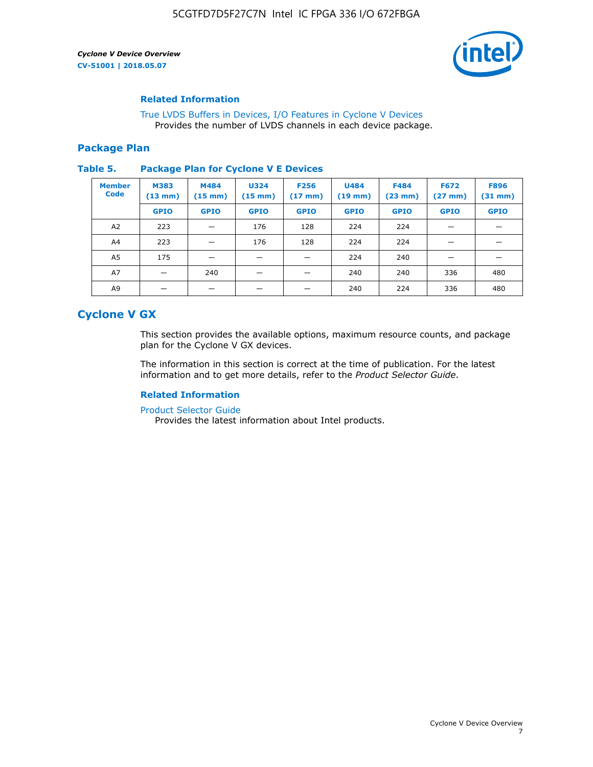### Related Information

True LVDS Buffers in Devices, I/O Features in Cyclone V Devices
Provides the number of LVDS channels in each device package.

## Package Plan

**Table 5. Package Plan for Cyclone V E Devices**

| Member Code | M383 (13 mm) | M484 (15 mm) | U324 (15 mm) | F256 (17 mm) | U484 (19 mm) | F484 (23 mm) | F672 (27 mm) | F896 (31 mm) |
|---|---|---|---|---|---|---|---|---|
| | GPIO | GPIO | GPIO | GPIO | GPIO | GPIO | GPIO | GPIO |
| A2 | 223 | — | 176 | 128 | 224 | 224 | — | — |
| A4 | 223 | — | 176 | 128 | 224 | 224 | — | — |
| A5 | 175 | — | — | — | 224 | 240 | — | — |
| A7 | — | 240 | — | — | 240 | 240 | 336 | 480 |
| A9 | — | — | — | — | 240 | 224 | 336 | 480 |

## Cyclone V GX

This section provides the available options, maximum resource counts, and package plan for the Cyclone V GX devices.

The information in this section is correct at the time of publication. For the latest information and to get more details, refer to the *Product Selector Guide*.

### Related Information

Product Selector Guide
Provides the latest information about Intel products.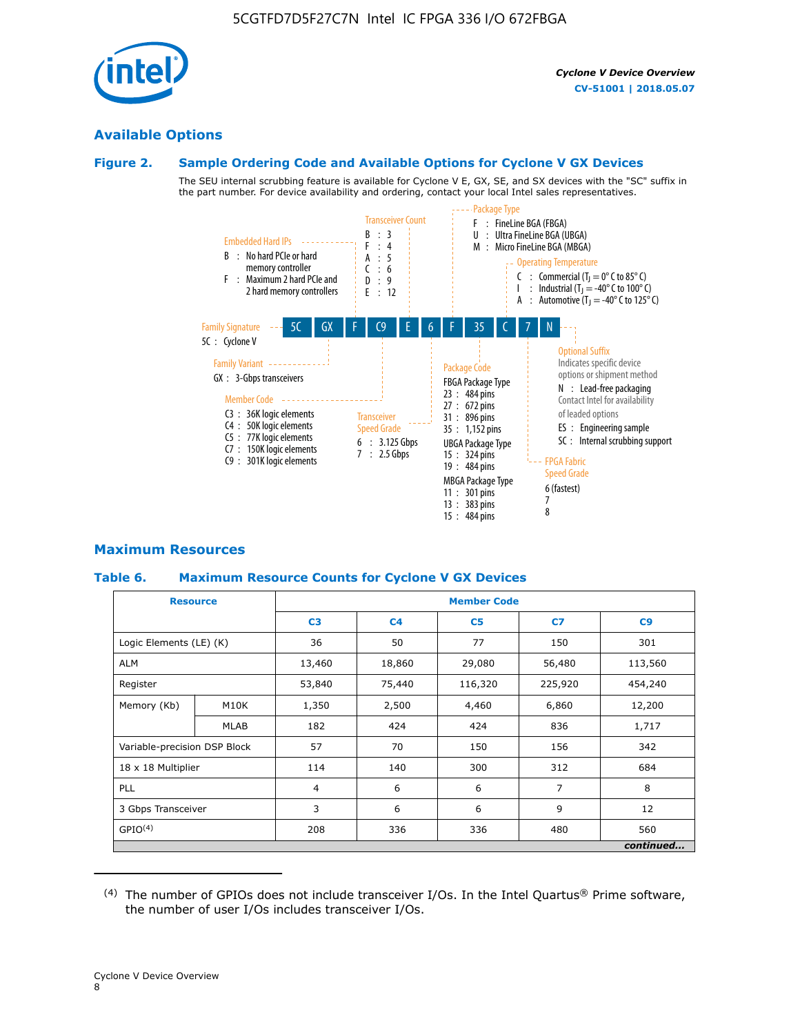## Available Options

### Figure 2. Sample Ordering Code and Available Options for Cyclone V GX Devices

The SEU internal scrubbing feature is available for Cyclone V E, GX, SE, and SX devices with the "SC" suffix in the part number. For device availability and ordering, contact your local Intel sales representatives.

**Sample ordering code:** 5C GX F C9 E 6 F 35 C 7 N

- **Family Signature**
  - 5C : Cyclone V
- **Family Variant**
  - GX : 3-Gbps transceivers
- **Embedded Hard IPs**
  - B : No hard PCIe or hard memory controller
  - F : Maximum 2 hard PCIe and 2 hard memory controllers
- **Member Code**
  - C3 : 36K logic elements
  - C4 : 50K logic elements
  - C5 : 77K logic elements
  - C7 : 150K logic elements
  - C9 : 301K logic elements
- **Transceiver Count**
  - B : 3
  - F : 4
  - A : 5
  - C : 6
  - D : 9
  - E : 12
- **Transceiver Speed Grade**
  - 6 : 3.125 Gbps
  - 7 : 2.5 Gbps
- **Package Type**
  - F : FineLine BGA (FBGA)
  - U : Ultra FineLine BGA (UBGA)
  - M : Micro FineLine BGA (MBGA)
- **Package Code**
  - FBGA Package Type
    - 23 : 484 pins
    - 27 : 672 pins
    - 31 : 896 pins
    - 35 : 1,152 pins
  - UBGA Package Type
    - 15 : 324 pins
    - 19 : 484 pins
  - MBGA Package Type
    - 11 : 301 pins
    - 13 : 383 pins
    - 15 : 484 pins
- **Operating Temperature**
  - C : Commercial ($T_J$ = 0° C to 85° C)
  - I : Industrial ($T_J$ = -40° C to 100° C)
  - A : Automotive ($T_J$ = -40° C to 125° C)
- **FPGA Fabric Speed Grade**
  - 6 (fastest)
  - 7
  - 8
- **Optional Suffix**
  - Indicates specific device options or shipment method
  - N : Lead-free packaging. Contact Intel for availability of leaded options
  - ES : Engineering sample
  - SC : Internal scrubbing support

## Maximum Resources

### Table 6. Maximum Resource Counts for Cyclone V GX Devices

| Resource | | Member Code | | | | |
|---|---|---|---|---|---|---|
| | | C3 | C4 | C5 | C7 | C9 |
| Logic Elements (LE) (K) | | 36 | 50 | 77 | 150 | 301 |
| ALM | | 13,460 | 18,860 | 29,080 | 56,480 | 113,560 |
| Register | | 53,840 | 75,440 | 116,320 | 225,920 | 454,240 |
| Memory (Kb) | M10K | 1,350 | 2,500 | 4,460 | 6,860 | 12,200 |
| | MLAB | 182 | 424 | 424 | 836 | 1,717 |
| Variable-precision DSP Block | | 57 | 70 | 150 | 156 | 342 |
| 18 x 18 Multiplier | | 114 | 140 | 300 | 312 | 684 |
| PLL | | 4 | 6 | 6 | 7 | 8 |
| 3 Gbps Transceiver | | 3 | 6 | 6 | 9 | 12 |
| GPIO[(4)] | | 208 | 336 | 336 | 480 | 560 |

*continued...*

(4) The number of GPIOs does not include transceiver I/Os. In the Intel Quartus® Prime software, the number of user I/Os includes transceiver I/Os.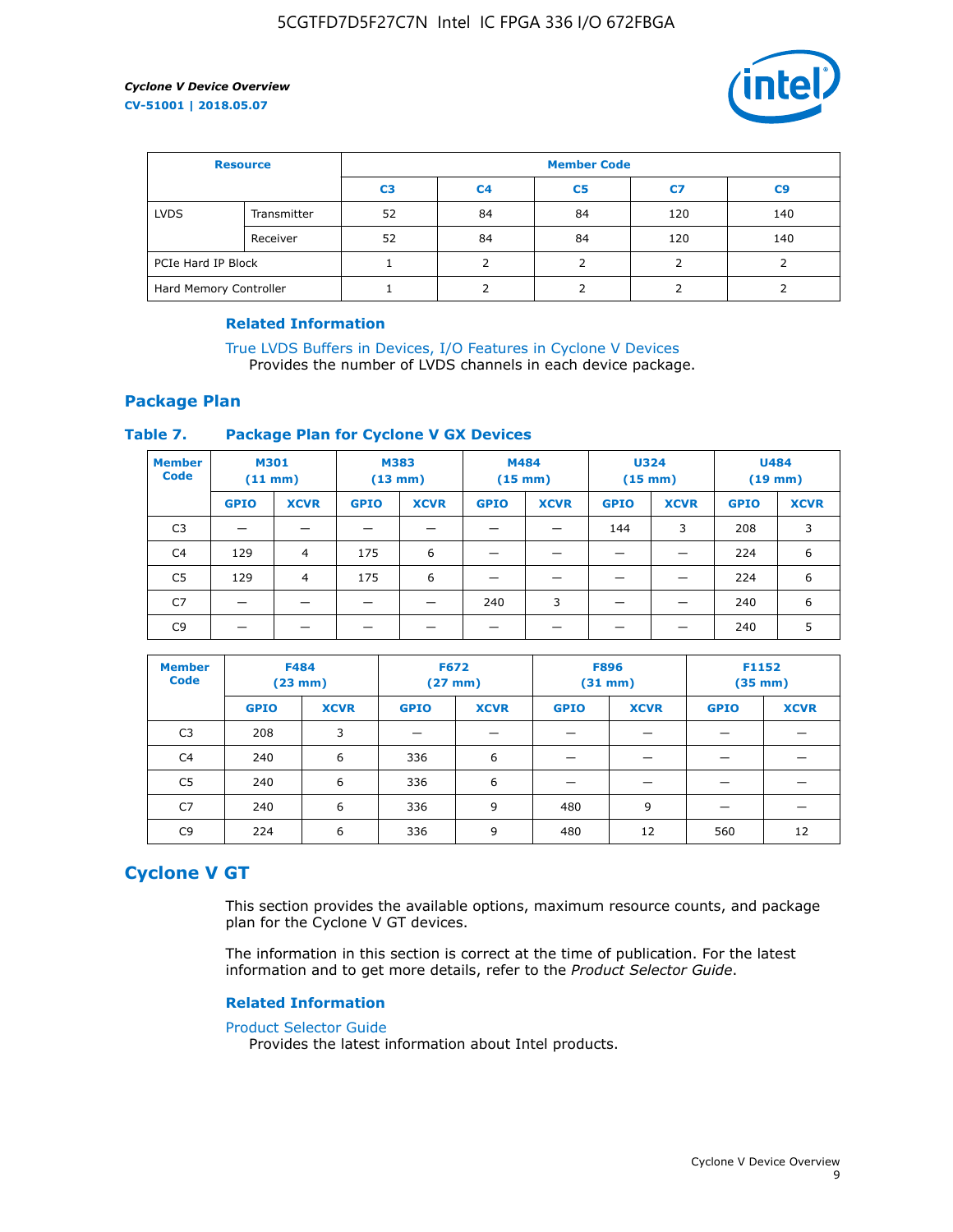| Resource | | Member Code | | | | |
|---|---|---|---|---|---|---|
| | | C3 | C4 | C5 | C7 | C9 |
| LVDS | Transmitter | 52 | 84 | 84 | 120 | 140 |
| | Receiver | 52 | 84 | 84 | 120 | 140 |
| PCIe Hard IP Block | | 1 | 2 | 2 | 2 | 2 |
| Hard Memory Controller | | 1 | 2 | 2 | 2 | 2 |

#### Related Information

True LVDS Buffers in Devices, I/O Features in Cyclone V Devices
Provides the number of LVDS channels in each device package.

## Package Plan

### Table 7. Package Plan for Cyclone V GX Devices

| Member Code | M301 (11 mm) | | M383 (13 mm) | | M484 (15 mm) | | U324 (15 mm) | | U484 (19 mm) | |
|---|---|---|---|---|---|---|---|---|---|---|
| | GPIO | XCVR | GPIO | XCVR | GPIO | XCVR | GPIO | XCVR | GPIO | XCVR |
| C3 | — | — | — | — | — | — | 144 | 3 | 208 | 3 |
| C4 | 129 | 4 | 175 | 6 | — | — | — | — | 224 | 6 |
| C5 | 129 | 4 | 175 | 6 | — | — | — | — | 224 | 6 |
| C7 | — | — | — | — | 240 | 3 | — | — | 240 | 6 |
| C9 | — | — | — | — | — | — | — | — | 240 | 5 |

| Member Code | F484 (23 mm) | | F672 (27 mm) | | F896 (31 mm) | | F1152 (35 mm) | |
|---|---|---|---|---|---|---|---|---|
| | GPIO | XCVR | GPIO | XCVR | GPIO | XCVR | GPIO | XCVR |
| C3 | 208 | 3 | — | — | — | — | — | — |
| C4 | 240 | 6 | 336 | 6 | — | — | — | — |
| C5 | 240 | 6 | 336 | 6 | — | — | — | — |
| C7 | 240 | 6 | 336 | 9 | 480 | 9 | — | — |
| C9 | 224 | 6 | 336 | 9 | 480 | 12 | 560 | 12 |

# Cyclone V GT

This section provides the available options, maximum resource counts, and package plan for the Cyclone V GT devices.

The information in this section is correct at the time of publication. For the latest information and to get more details, refer to the *Product Selector Guide*.

#### Related Information

Product Selector Guide
Provides the latest information about Intel products.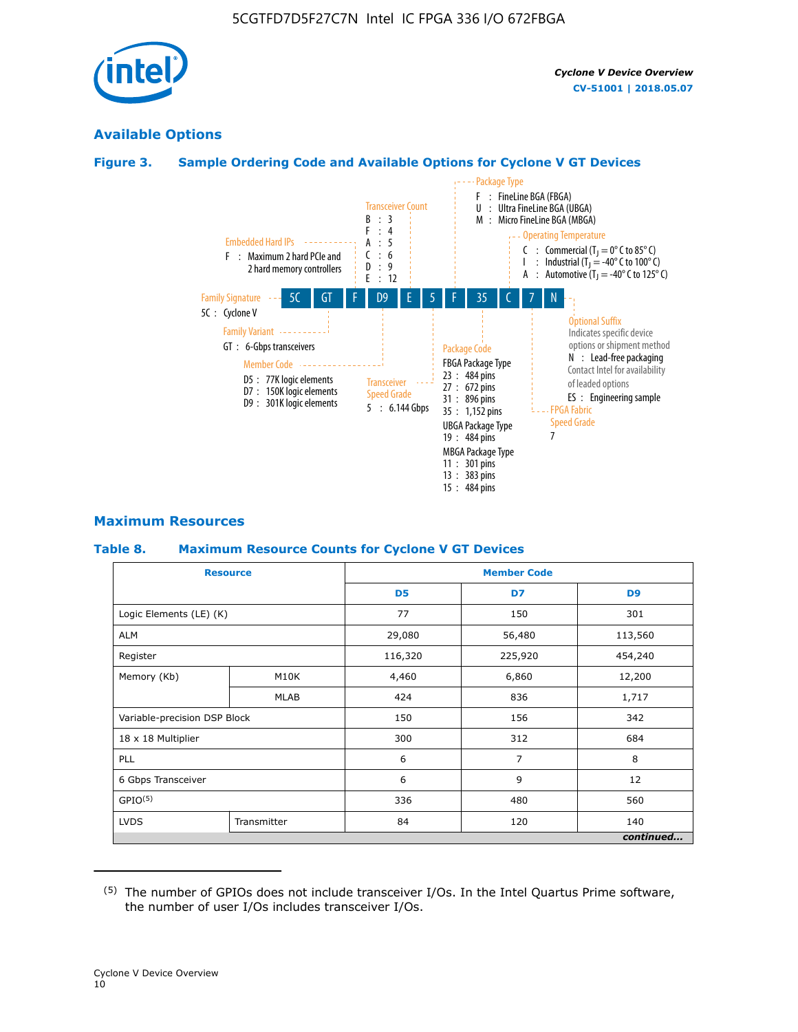## Available Options

### Figure 3. Sample Ordering Code and Available Options for Cylone V GT Devices

Ordering code: 5C GT F D9 E 5 F 35 C 7 N

- **Family Signature**
  - 5C : Cyclone V
- **Family Variant**
  - GT : 6-Gbps transceivers
- **Embedded Hard IPs**
  - F : Maximum 2 hard PCIe and 2 hard memory controllers
- **Member Code**
  - D5 : 77K logic elements
  - D7 : 150K logic elements
  - D9 : 301K logic elements
- **Transceiver Count**
  - B : 3
  - F : 4
  - A : 5
  - C : 6
  - D : 9
  - E : 12
- **Transceiver Speed Grade**
  - 5 : 6.144 Gbps
- **Package Type**
  - F : FineLine BGA (FBGA)
  - U : Ultra FineLine BGA (UBGA)
  - M : Micro FineLine BGA (MBGA)
- **Package Code**
  - FBGA Package Type
    - 23 : 484 pins
    - 27 : 672 pins
    - 31 : 896 pins
    - 35 : 1,152 pins
  - UBGA Package Type
    - 19 : 484 pins
  - MBGA Package Type
    - 11 : 301 pins
    - 13 : 383 pins
    - 15 : 484 pins
- **Operating Temperature**
  - C : Commercial ($T_J$ = 0° C to 85° C)
  - I : Industrial ($T_J$ = -40° C to 100° C)
  - A : Automotive ($T_J$ = -40° C to 125° C)
- **FPGA Fabric Speed Grade**
  - 7
- **Optional Suffix**
  - Indicates specific device options or shipment method
  - N : Lead-free packaging
  - Contact Intel for availability of leaded options
  - ES : Engineering sample

## Maximum Resources

### Table 8. Maximum Resource Counts for Cyclone V GT Devices

| Resource | | Member Code | | |
|---|---|---|---|---|
| | | D5 | D7 | D9 |
| Logic Elements (LE) (K) | | 77 | 150 | 301 |
| ALM | | 29,080 | 56,480 | 113,560 |
| Register | | 116,320 | 225,920 | 454,240 |
| Memory (Kb) | M10K | 4,460 | 6,860 | 12,200 |
| | MLAB | 424 | 836 | 1,717 |
| Variable-precision DSP Block | | 150 | 156 | 342 |
| 18 x 18 Multiplier | | 300 | 312 | 684 |
| PLL | | 6 | 7 | 8 |
| 6 Gbps Transceiver | | 6 | 9 | 12 |
| GPIO[(5)] | | 336 | 480 | 560 |
| LVDS | Transmitter | 84 | 120 | 140 |

*continued...*

(5) The number of GPIOs does not include transceiver I/Os. In the Intel Quartus Prime software, the number of user I/Os includes transceiver I/Os.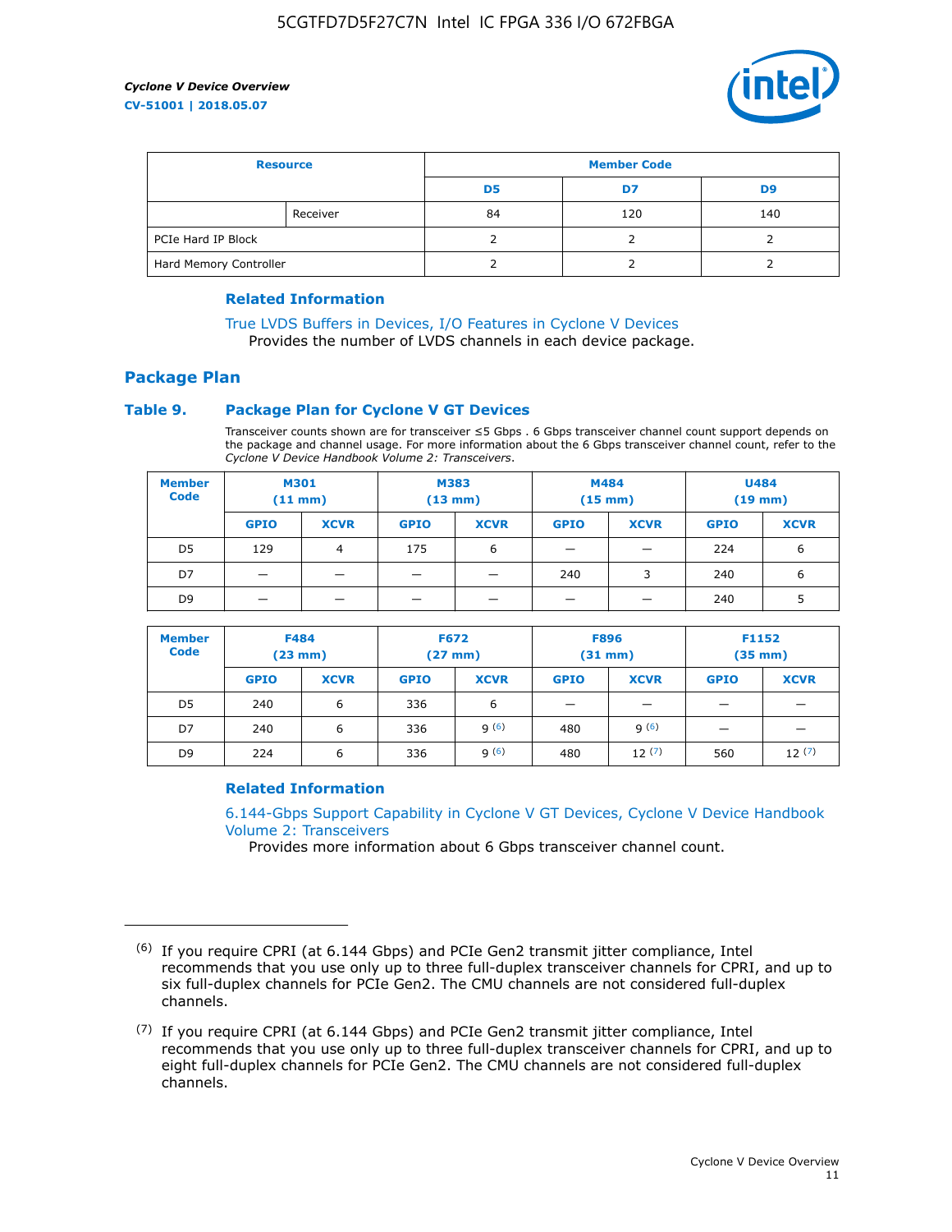| Resource | | Member Code | | |
|---|---|---|---|---|
| | | D5 | D7 | D9 |
| | Receiver | 84 | 120 | 140 |
| PCIe Hard IP Block | | 2 | 2 | 2 |
| Hard Memory Controller | | 2 | 2 | 2 |

### Related Information

True LVDS Buffers in Devices, I/O Features in Cyclone V Devices
Provides the number of LVDS channels in each device package.

## Package Plan

### Table 9. Package Plan for Cyclone V GT Devices

Transceiver counts shown are for transceiver ≤5 Gbps . 6 Gbps transceiver channel count support depends on the package and channel usage. For more information about the 6 Gbps transceiver channel count, refer to the *Cyclone V Device Handbook Volume 2: Transceivers*.

| Member Code | M301 (11 mm) | | M383 (13 mm) | | M484 (15 mm) | | U484 (19 mm) | |
|---|---|---|---|---|---|---|---|---|
| | GPIO | XCVR | GPIO | XCVR | GPIO | XCVR | GPIO | XCVR |
| D5 | 129 | 4 | 175 | 6 | — | — | 224 | 6 |
| D7 | — | — | — | — | 240 | 3 | 240 | 6 |
| D9 | — | — | — | — | — | — | 240 | 5 |

| Member Code | F484 (23 mm) | | F672 (27 mm) | | F896 (31 mm) | | F1152 (35 mm) | |
|---|---|---|---|---|---|---|---|---|
| | GPIO | XCVR | GPIO | XCVR | GPIO | XCVR | GPIO | XCVR |
| D5 | 240 | 6 | 336 | 6 | — | — | — | — |
| D7 | 240 | 6 | 336 | 9 [6] | 480 | 9 [6] | — | — |
| D9 | 224 | 6 | 336 | 9 [6] | 480 | 12 [7] | 560 | 12 [7] |

### Related Information

6.144-Gbps Support Capability in Cyclone V GT Devices, Cyclone V Device Handbook Volume 2: Transceivers
Provides more information about 6 Gbps transceiver channel count.

---

(6) If you require CPRI (at 6.144 Gbps) and PCIe Gen2 transmit jitter compliance, Intel recommends that you use only up to three full-duplex transceiver channels for CPRI, and up to six full-duplex channels for PCIe Gen2. The CMU channels are not considered full-duplex channels.

(7) If you require CPRI (at 6.144 Gbps) and PCIe Gen2 transmit jitter compliance, Intel recommends that you use only up to three full-duplex transceiver channels for CPRI, and up to eight full-duplex channels for PCIe Gen2. The CMU channels are not considered full-duplex channels.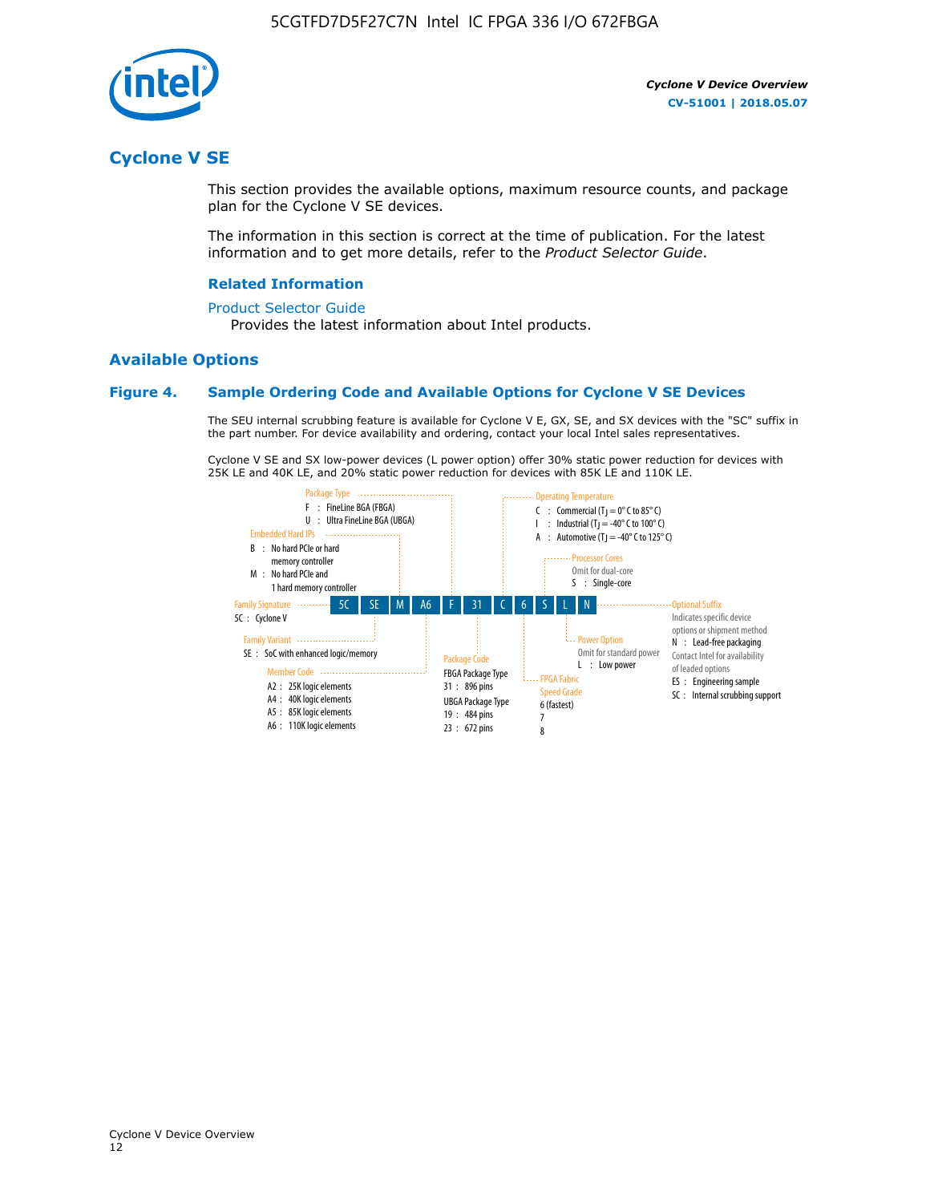## Cyclone V SE

This section provides the available options, maximum resource counts, and package plan for the Cyclone V SE devices.

The information in this section is correct at the time of publication. For the latest information and to get more details, refer to the *Product Selector Guide*.

#### Related Information

Product Selector Guide

Provides the latest information about Intel products.

### Available Options

#### Figure 4. Sample Ordering Code and Available Options for Cyclone V SE Devices

The SEU internal scrubbing feature is available for Cyclone V E, GX, SE, and SX devices with the "SC" suffix in the part number. For device availability and ordering, contact your local Intel sales representatives.

Cyclone V SE and SX low-power devices (L power option) offer 30% static power reduction for devices with 25K LE and 40K LE, and 20% static power reduction for devices with 85K LE and 110K LE.

Sample ordering code: 5C SE M A6 F 31 C 6 S L N

- **Family Signature**
  - 5C : Cyclone V
- **Family Variant**
  - SE : SoC with enhanced logic/memory
- **Embedded Hard IPs**
  - B : No hard PCIe or hard memory controller
  - M : No hard PCIe and 1 hard memory controller
- **Member Code**
  - A2 : 25K logic elements
  - A4 : 40K logic elements
  - A5 : 85K logic elements
  - A6 : 110K logic elements
- **Package Type**
  - F : FineLine BGA (FBGA)
  - U : Ultra FineLine BGA (UBGA)
- **Package Code**
  - FBGA Package Type
    - 31 : 896 pins
  - UBGA Package Type
    - 19 : 484 pins
    - 23 : 672 pins
- **Operating Temperature**
  - C : Commercial ($T_J$ = 0° C to 85° C)
  - I : Industrial ($T_J$ = -40° C to 100° C)
  - A : Automotive ($T_J$ = -40° C to 125° C)
- **FPGA Fabric Speed Grade**
  - 6 (fastest)
  - 7
  - 8
- **Processor Cores**
  - Omit for dual-core
  - S : Single-core
- **Power Option**
  - Omit for standard power
  - L : Low power
- **Optional Suffix**
  - Indicates specific device options or shipment method
  - N : Lead-free packaging
  - Contact Intel for availability of leaded options
  - ES : Engineering sample
  - SC : Internal scrubbing support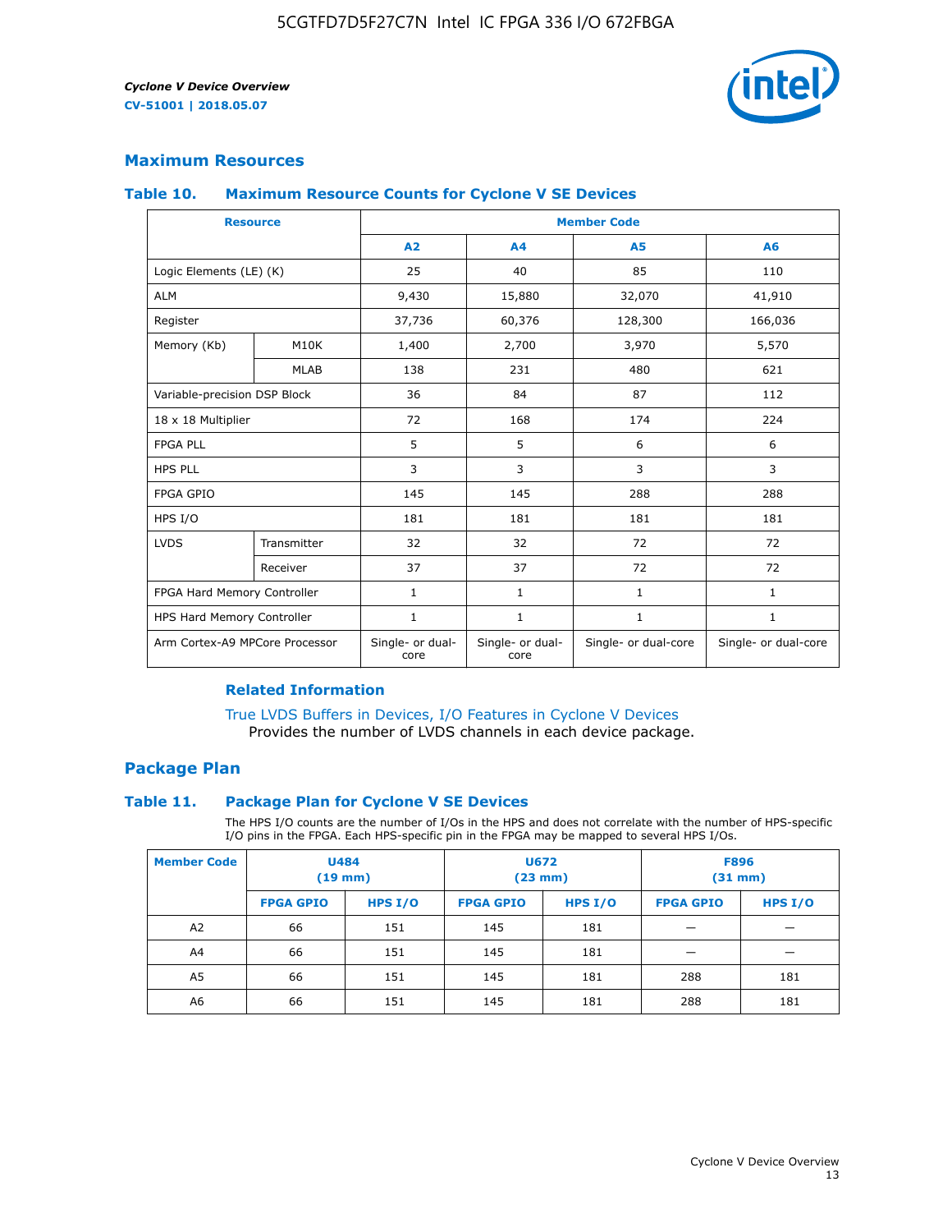## Maximum Resources

### Table 10. Maximum Resource Counts for Cyclone V SE Devices

| Resource | | Member Code | | | |
|---|---|---|---|---|---|
| | | A2 | A4 | A5 | A6 |
| Logic Elements (LE) (K) | | 25 | 40 | 85 | 110 |
| ALM | | 9,430 | 15,880 | 32,070 | 41,910 |
| Register | | 37,736 | 60,376 | 128,300 | 166,036 |
| Memory (Kb) | M10K | 1,400 | 2,700 | 3,970 | 5,570 |
| | MLAB | 138 | 231 | 480 | 621 |
| Variable-precision DSP Block | | 36 | 84 | 87 | 112 |
| 18 x 18 Multiplier | | 72 | 168 | 174 | 224 |
| FPGA PLL | | 5 | 5 | 6 | 6 |
| HPS PLL | | 3 | 3 | 3 | 3 |
| FPGA GPIO | | 145 | 145 | 288 | 288 |
| HPS I/O | | 181 | 181 | 181 | 181 |
| LVDS | Transmitter | 32 | 32 | 72 | 72 |
| | Receiver | 37 | 37 | 72 | 72 |
| FPGA Hard Memory Controller | | 1 | 1 | 1 | 1 |
| HPS Hard Memory Controller | | 1 | 1 | 1 | 1 |
| Arm Cortex-A9 MPCore Processor | | Single- or dual-core | Single- or dual-core | Single- or dual-core | Single- or dual-core |

#### Related Information

True LVDS Buffers in Devices, I/O Features in Cyclone V Devices
Provides the number of LVDS channels in each device package.

## Package Plan

### Table 11. Package Plan for Cyclone V SE Devices

The HPS I/O counts are the number of I/Os in the HPS and does not correlate with the number of HPS-specific I/O pins in the FPGA. Each HPS-specific pin in the FPGA may be mapped to several HPS I/Os.

| Member Code | U484 (19 mm) | | U672 (23 mm) | | F896 (31 mm) | |
|---|---|---|---|---|---|---|
| | FPGA GPIO | HPS I/O | FPGA GPIO | HPS I/O | FPGA GPIO | HPS I/O |
| A2 | 66 | 151 | 145 | 181 | — | — |
| A4 | 66 | 151 | 145 | 181 | — | — |
| A5 | 66 | 151 | 145 | 181 | 288 | 181 |
| A6 | 66 | 151 | 145 | 181 | 288 | 181 |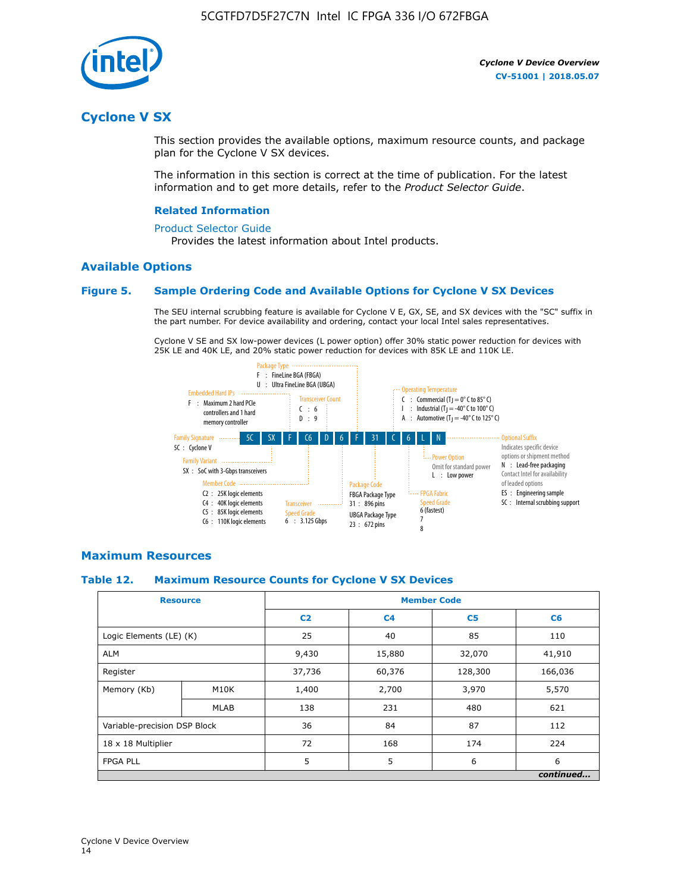# Cyclone V SX

This section provides the available options, maximum resource counts, and package plan for the Cyclone V SX devices.

The information in this section is correct at the time of publication. For the latest information and to get more details, refer to the *Product Selector Guide*.

### Related Information

Product Selector Guide

Provides the latest information about Intel products.

## Available Options

### Figure 5. Sample Ordering Code and Available Options for Cyclone V SX Devices

The SEU internal scrubbing feature is available for Cyclone V E, GX, SE, and SX devices with the "SC" suffix in the part number. For device availability and ordering, contact your local Intel sales representatives.

Cyclone V SE and SX low-power devices (L power option) offer 30% static power reduction for devices with 25K LE and 40K LE, and 20% static power reduction for devices with 85K LE and 110K LE.

Ordering code example: 5C SX F C6 D 6 F 31 C 6 L N

- **Family Signature**
  - 5C : Cyclone V
- **Family Variant**
  - SX : SoC with 3-Gbps transceivers
- **Embedded Hard IPs**
  - F : Maximum 2 hard PCIe controllers and 1 hard memory controller
- **Member Code**
  - C2 : 25K logic elements
  - C4 : 40K logic elements
  - C5 : 85K logic elements
  - C6 : 110K logic elements
- **Transceiver Count**
  - C : 6
  - D : 9
- **Transceiver Speed Grade**
  - 6 : 3.125 Gbps
- **Package Type**
  - F : FineLine BGA (FBGA)
  - U : Ultra FineLine BGA (UBGA)
- **Package Code**
  - FBGA Package Type
    - 31 : 896 pins
  - UBGA Package Type
    - 23 : 672 pins
- **Operating Temperature**
  - C : Commercial ($T_J$ = 0° C to 85° C)
  - I : Industrial ($T_J$ = -40° C to 100° C)
  - A : Automotive ($T_J$ = -40° C to 125° C)
- **FPGA Fabric Speed Grade**
  - 6 (fastest)
  - 7
  - 8
- **Power Option**
  - Omit for standard power
  - L : Low power
- **Optional Suffix**
  - Indicates specific device options or shipment method
  - N : Lead-free packaging. Contact Intel for availability of leaded options
  - ES : Engineering sample
  - SC : Internal scrubbing support

## Maximum Resources

### Table 12. Maximum Resource Counts for Cyclone V SX Devices

| Resource | | Member Code | | | |
|---|---|---|---|---|---|
| | | C2 | C4 | C5 | C6 |
| Logic Elements (LE) (K) | | 25 | 40 | 85 | 110 |
| ALM | | 9,430 | 15,880 | 32,070 | 41,910 |
| Register | | 37,736 | 60,376 | 128,300 | 166,036 |
| Memory (Kb) | M10K | 1,400 | 2,700 | 3,970 | 5,570 |
| | MLAB | 138 | 231 | 480 | 621 |
| Variable-precision DSP Block | | 36 | 84 | 87 | 112 |
| 18 x 18 Multiplier | | 72 | 168 | 174 | 224 |
| FPGA PLL | | 5 | 5 | 6 | 6 |

*continued...*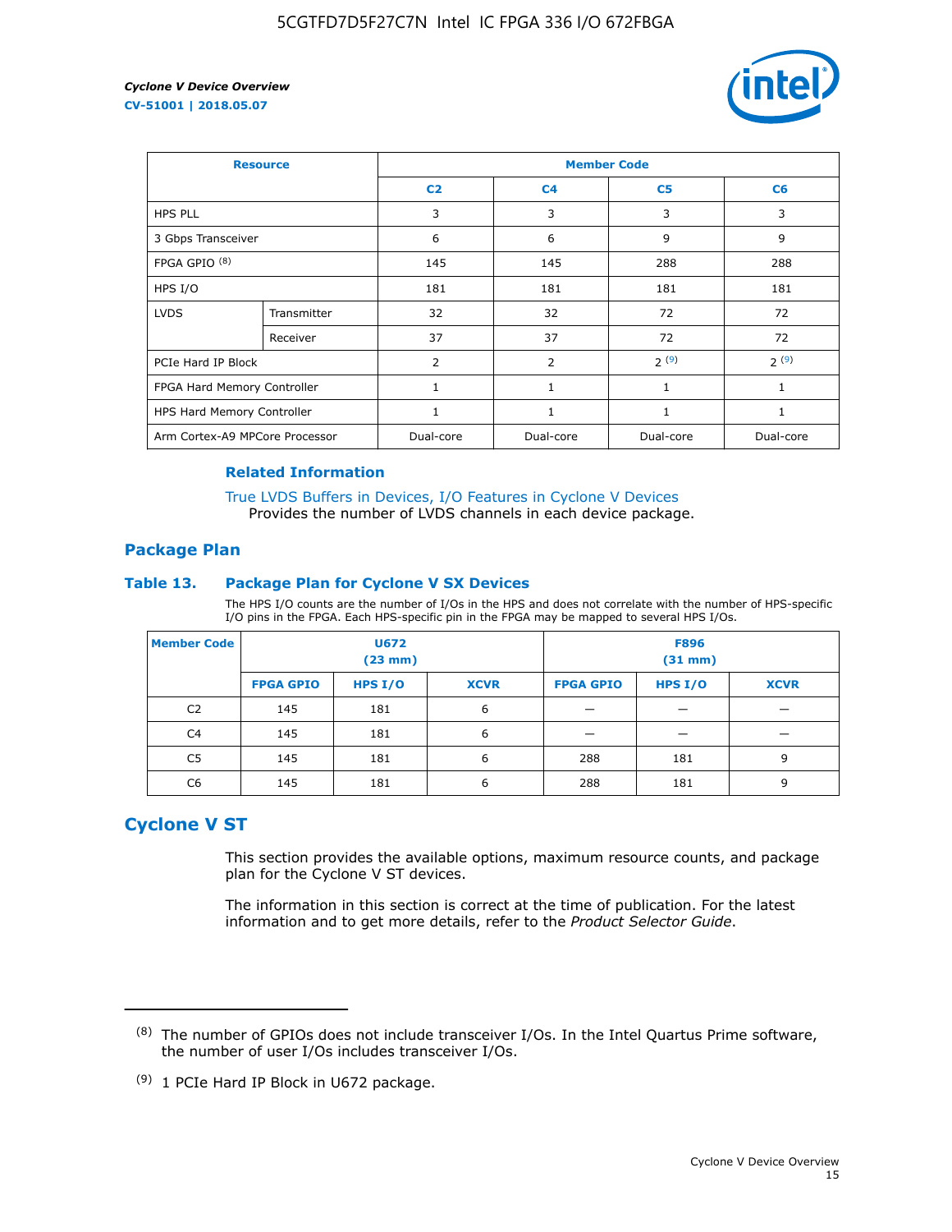| Resource | | Member Code | | | |
|---|---|---|---|---|---|
| | | C2 | C4 | C5 | C6 |
| HPS PLL | | 3 | 3 | 3 | 3 |
| 3 Gbps Transceiver | | 6 | 6 | 9 | 9 |
| FPGA GPIO [(8)] | | 145 | 145 | 288 | 288 |
| HPS I/O | | 181 | 181 | 181 | 181 |
| LVDS | Transmitter | 32 | 32 | 72 | 72 |
| | Receiver | 37 | 37 | 72 | 72 |
| PCIe Hard IP Block | | 2 | 2 | 2 [(9)] | 2 [(9)] |
| FPGA Hard Memory Controller | | 1 | 1 | 1 | 1 |
| HPS Hard Memory Controller | | 1 | 1 | 1 | 1 |
| Arm Cortex-A9 MPCore Processor | | Dual-core | Dual-core | Dual-core | Dual-core |

**Related Information**

True LVDS Buffers in Devices, I/O Features in Cyclone V Devices
Provides the number of LVDS channels in each device package.

## Package Plan

### Table 13. Package Plan for Cyclone V SX Devices

The HPS I/O counts are the number of I/Os in the HPS and does not correlate with the number of HPS-specific I/O pins in the FPGA. Each HPS-specific pin in the FPGA may be mapped to several HPS I/Os.

| Member Code | U672 (23 mm) | | | F896 (31 mm) | | |
|---|---|---|---|---|---|---|
| | FPGA GPIO | HPS I/O | XCVR | FPGA GPIO | HPS I/O | XCVR |
| C2 | 145 | 181 | 6 | — | — | — |
| C4 | 145 | 181 | 6 | — | — | — |
| C5 | 145 | 181 | 6 | 288 | 181 | 9 |
| C6 | 145 | 181 | 6 | 288 | 181 | 9 |

## Cyclone V ST

This section provides the available options, maximum resource counts, and package plan for the Cyclone V ST devices.

The information in this section is correct at the time of publication. For the latest information and to get more details, refer to the *Product Selector Guide*.

---

(8) The number of GPIOs does not include transceiver I/Os. In the Intel Quartus Prime software, the number of user I/Os includes transceiver I/Os.

(9) 1 PCIe Hard IP Block in U672 package.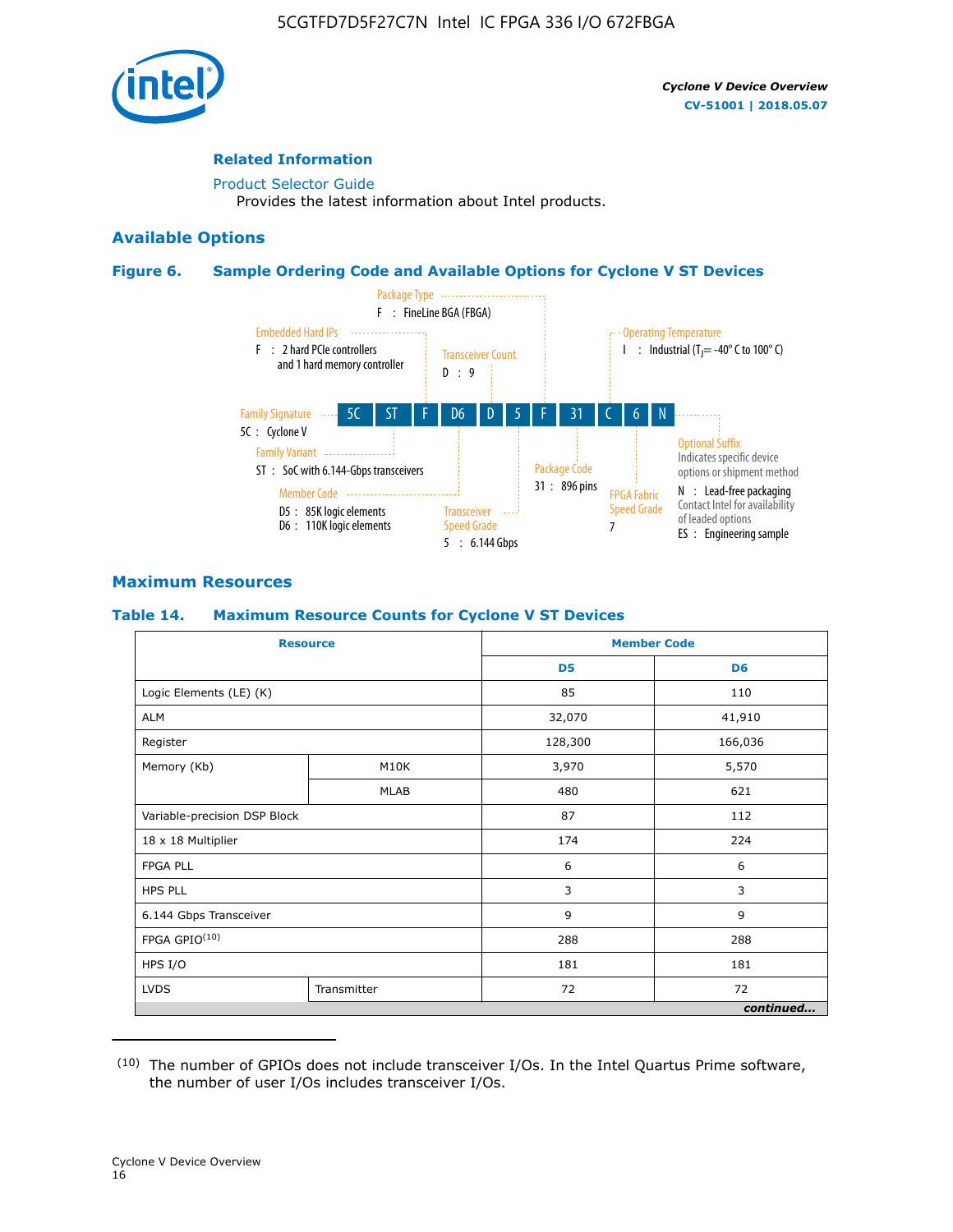### Related Information

Product Selector Guide
Provides the latest information about Intel products.

## Available Options

### Figure 6. Sample Ordering Code and Available Options for Cyclone V ST Devices

Package Type
F : FineLine BGA (FBGA)

Embedded Hard IPs
F : 2 hard PCIe controllers and 1 hard memory controller

Transceiver Count
D : 9

Operating Temperature
I : Industrial ($T_J$ = -40° C to 100° C)

Family Signature
5C : Cyclone V

5C | ST | F | D6 | D | 5 | F | 31 | C | 6 | N

Family Variant
ST : SoC with 6.144-Gbps transceivers

Member Code
D5 : 85K logic elements
D6 : 110K logic elements

Transceiver Speed Grade
5 : 6.144 Gbps

Package Code
31 : 896 pins

FPGA Fabric Speed Grade
7

Optional Suffix
Indicates specific device options or shipment method
N : Lead-free packaging
Contact Intel for availability of leaded options
ES : Engineering sample

## Maximum Resources

### Table 14. Maximum Resource Counts for Cyclone V ST Devices

| Resource | | Member Code | |
|---|---|---|---|
| | | D5 | D6 |
| Logic Elements (LE) (K) | | 85 | 110 |
| ALM | | 32,070 | 41,910 |
| Register | | 128,300 | 166,036 |
| Memory (Kb) | M10K | 3,970 | 5,570 |
| | MLAB | 480 | 621 |
| Variable-precision DSP Block | | 87 | 112 |
| 18 x 18 Multiplier | | 174 | 224 |
| FPGA PLL | | 6 | 6 |
| HPS PLL | | 3 | 3 |
| 6.144 Gbps Transceiver | | 9 | 9 |
| FPGA GPIO[10] | | 288 | 288 |
| HPS I/O | | 181 | 181 |
| LVDS | Transmitter | 72 | 72 |

*continued...*

(10) The number of GPIOs does not include transceiver I/Os. In the Intel Quartus Prime software, the number of user I/Os includes transceiver I/Os.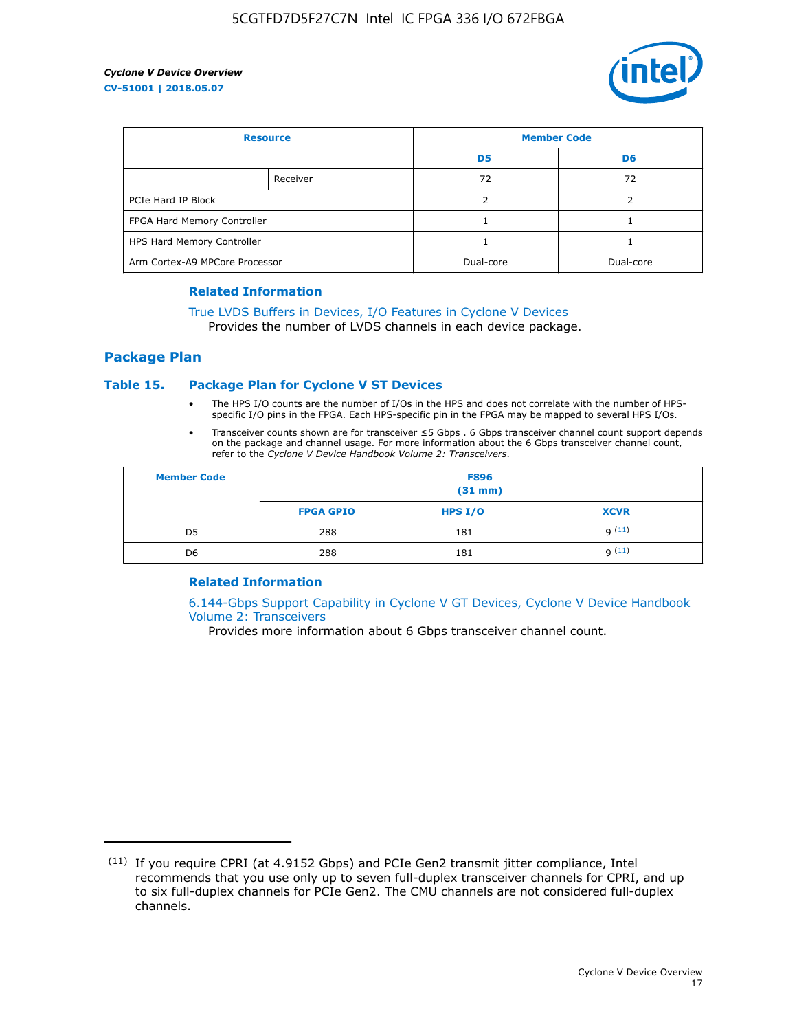| Resource | | Member Code | |
|---|---|---|---|
| | | D5 | D6 |
| | Receiver | 72 | 72 |
| PCIe Hard IP Block | | 2 | 2 |
| FPGA Hard Memory Controller | | 1 | 1 |
| HPS Hard Memory Controller | | 1 | 1 |
| Arm Cortex-A9 MPCore Processor | | Dual-core | Dual-core |

### Related Information

True LVDS Buffers in Devices, I/O Features in Cyclone V Devices
Provides the number of LVDS channels in each device package.

## Package Plan

### Table 15. Package Plan for Cyclone V ST Devices

- The HPS I/O counts are the number of I/Os in the HPS and does not correlate with the number of HPS-specific I/O pins in the FPGA. Each HPS-specific pin in the FPGA may be mapped to several HPS I/Os.
- Transceiver counts shown are for transceiver ≤5 Gbps . 6 Gbps transceiver channel count support depends on the package and channel usage. For more information about the 6 Gbps transceiver channel count, refer to the *Cyclone V Device Handbook Volume 2: Transceivers*.

| Member Code | F896 (31 mm) | | |
|---|---|---|---|
| | FPGA GPIO | HPS I/O | XCVR |
| D5 | 288 | 181 | 9 [11] |
| D6 | 288 | 181 | 9 [11] |

### Related Information

6.144-Gbps Support Capability in Cyclone V GT Devices, Cyclone V Device Handbook Volume 2: Transceivers
Provides more information about 6 Gbps transceiver channel count.

(11) If you require CPRI (at 4.9152 Gbps) and PCIe Gen2 transmit jitter compliance, Intel recommends that you use only up to seven full-duplex transceiver channels for CPRI, and up to six full-duplex channels for PCIe Gen2. The CMU channels are not considered full-duplex channels.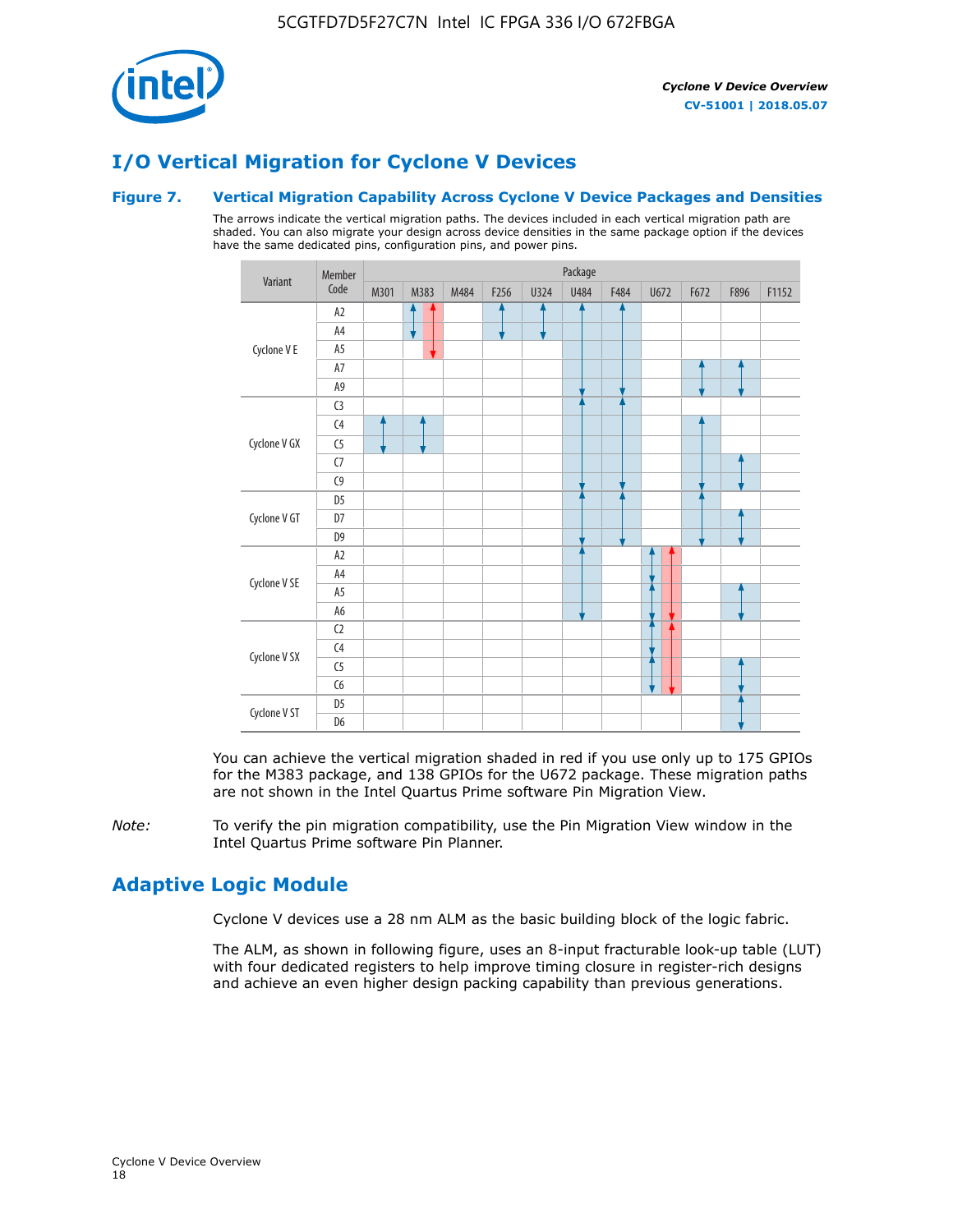# I/O Vertical Migration for Cyclone V Devices

### Figure 7. Vertical Migration Capability Across Cyclone V Device Packages and Densities

The arrows indicate the vertical migration paths. The devices included in each vertical migration path are shaded. You can also migrate your design across device densities in the same package option if the devices have the same dedicated pins, configuration pins, and power pins.

| Variant | Member Code | M301 | M383 | M484 | F256 | U324 | U484 | F484 | U672 | F672 | F896 | F1152 |
|---|---|---|---|---|---|---|---|---|---|---|---|---|
| Cyclone V E | A2 | | | | | | | | | | | |
| | A4 | | | | | | | | | | | |
| | A5 | | | | | | | | | | | |
| | A7 | | | | | | | | | | | |
| | A9 | | | | | | | | | | | |
| Cyclone V GX | C3 | | | | | | | | | | | |
| | C4 | | | | | | | | | | | |
| | C5 | | | | | | | | | | | |
| | C7 | | | | | | | | | | | |
| | C9 | | | | | | | | | | | |
| Cyclone V GT | D5 | | | | | | | | | | | |
| | D7 | | | | | | | | | | | |
| | D9 | | | | | | | | | | | |
| Cyclone V SE | A2 | | | | | | | | | | | |
| | A4 | | | | | | | | | | | |
| | A5 | | | | | | | | | | | |
| | A6 | | | | | | | | | | | |
| Cyclone V SX | C2 | | | | | | | | | | | |
| | C4 | | | | | | | | | | | |
| | C5 | | | | | | | | | | | |
| | C6 | | | | | | | | | | | |
| Cyclone V ST | D5 | | | | | | | | | | | |
| | D6 | | | | | | | | | | | |

You can achieve the vertical migration shaded in red if you use only up to 175 GPIOs for the M383 package, and 138 GPIOs for the U672 package. These migration paths are not shown in the Intel Quartus Prime software Pin Migration View.

*Note:* To verify the pin migration compatibility, use the Pin Migration View window in the Intel Quartus Prime software Pin Planner.

# Adaptive Logic Module

Cyclone V devices use a 28 nm ALM as the basic building block of the logic fabric.

The ALM, as shown in following figure, uses an 8-input fracturable look-up table (LUT) with four dedicated registers to help improve timing closure in register-rich designs and achieve an even higher design packing capability than previous generations.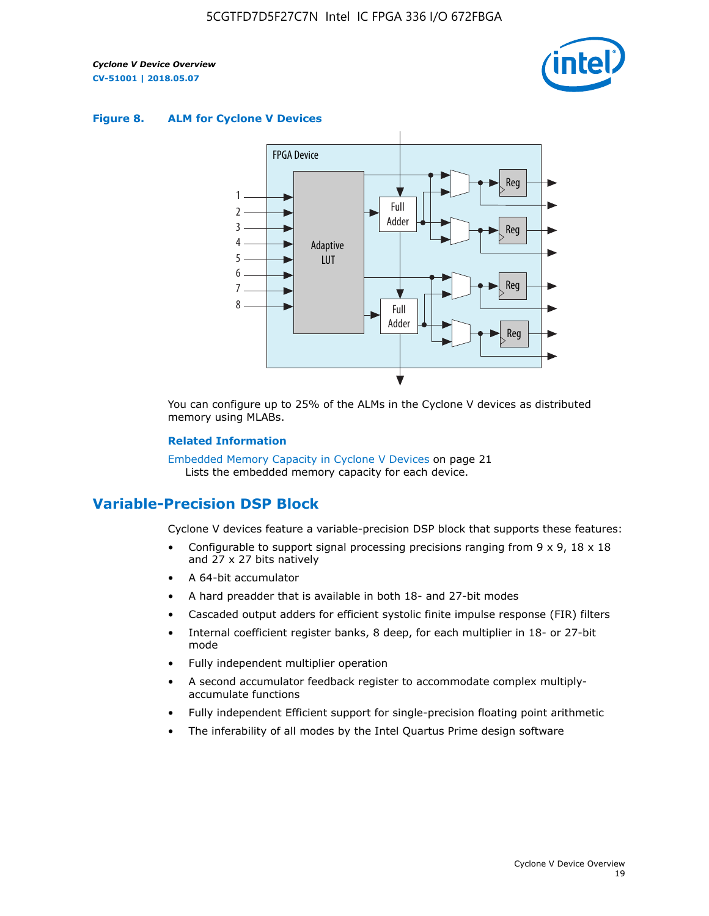**Figure 8. ALM for Cyclone V Devices**

You can configure up to 25% of the ALMs in the Cyclone V devices as distributed memory using MLABs.

**Related Information**

Embedded Memory Capacity in Cyclone V Devices on page 21
Lists the embedded memory capacity for each device.

## Variable-Precision DSP Block

Cyclone V devices feature a variable-precision DSP block that supports these features:

- Configurable to support signal processing precisions ranging from 9 x 9, 18 x 18 and 27 x 27 bits natively
- A 64-bit accumulator
- A hard preadder that is available in both 18- and 27-bit modes
- Cascaded output adders for efficient systolic finite impulse response (FIR) filters
- Internal coefficient register banks, 8 deep, for each multiplier in 18- or 27-bit mode
- Fully independent multiplier operation
- A second accumulator feedback register to accommodate complex multiply-accumulate functions
- Fully independent Efficient support for single-precision floating point arithmetic
- The inferability of all modes by the Intel Quartus Prime design software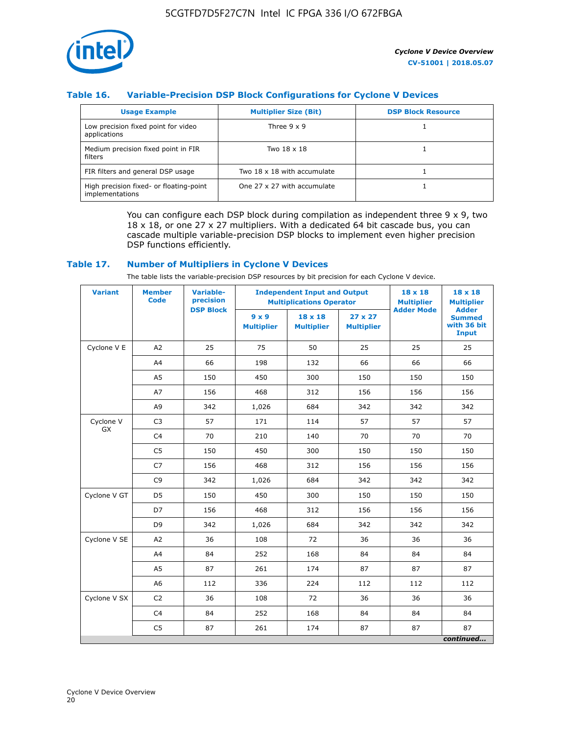### Table 16. Variable-Precision DSP Block Configurations for Cyclone V Devices

| Usage Example | Multiplier Size (Bit) | DSP Block Resource |
|---|---|---|
| Low precision fixed point for video applications | Three 9 x 9 | 1 |
| Medium precision fixed point in FIR filters | Two 18 x 18 | 1 |
| FIR filters and general DSP usage | Two 18 x 18 with accumulate | 1 |
| High precision fixed- or floating-point implementations | One 27 x 27 with accumulate | 1 |

You can configure each DSP block during compilation as independent three 9 x 9, two 18 x 18, or one 27 x 27 multipliers. With a dedicated 64 bit cascade bus, you can cascade multiple variable-precision DSP blocks to implement even higher precision DSP functions efficiently.

### Table 17. Number of Multipliers in Cyclone V Devices

The table lists the variable-precision DSP resources by bit precision for each Cyclone V device.

| Variant | Member Code | Variable-precision DSP Block | Independent Input and Output Multiplications Operator | | | 18 x 18 Multiplier Adder Mode | 18 x 18 Multiplier Adder Summed with 36 bit Input |
|---|---|---|---|---|---|---|---|
| | | | 9 x 9 Multiplier | 18 x 18 Multiplier | 27 x 27 Multiplier | | |
| Cyclone V E | A2 | 25 | 75 | 50 | 25 | 25 | 25 |
| | A4 | 66 | 198 | 132 | 66 | 66 | 66 |
| | A5 | 150 | 450 | 300 | 150 | 150 | 150 |
| | A7 | 156 | 468 | 312 | 156 | 156 | 156 |
| | A9 | 342 | 1,026 | 684 | 342 | 342 | 342 |
| Cyclone V GX | C3 | 57 | 171 | 114 | 57 | 57 | 57 |
| | C4 | 70 | 210 | 140 | 70 | 70 | 70 |
| | C5 | 150 | 450 | 300 | 150 | 150 | 150 |
| | C7 | 156 | 468 | 312 | 156 | 156 | 156 |
| | C9 | 342 | 1,026 | 684 | 342 | 342 | 342 |
| Cyclone V GT | D5 | 150 | 450 | 300 | 150 | 150 | 150 |
| | D7 | 156 | 468 | 312 | 156 | 156 | 156 |
| | D9 | 342 | 1,026 | 684 | 342 | 342 | 342 |
| Cyclone V SE | A2 | 36 | 108 | 72 | 36 | 36 | 36 |
| | A4 | 84 | 252 | 168 | 84 | 84 | 84 |
| | A5 | 87 | 261 | 174 | 87 | 87 | 87 |
| | A6 | 112 | 336 | 224 | 112 | 112 | 112 |
| Cyclone V SX | C2 | 36 | 108 | 72 | 36 | 36 | 36 |
| | C4 | 84 | 252 | 168 | 84 | 84 | 84 |
| | C5 | 87 | 261 | 174 | 87 | 87 | 87 |

*continued...*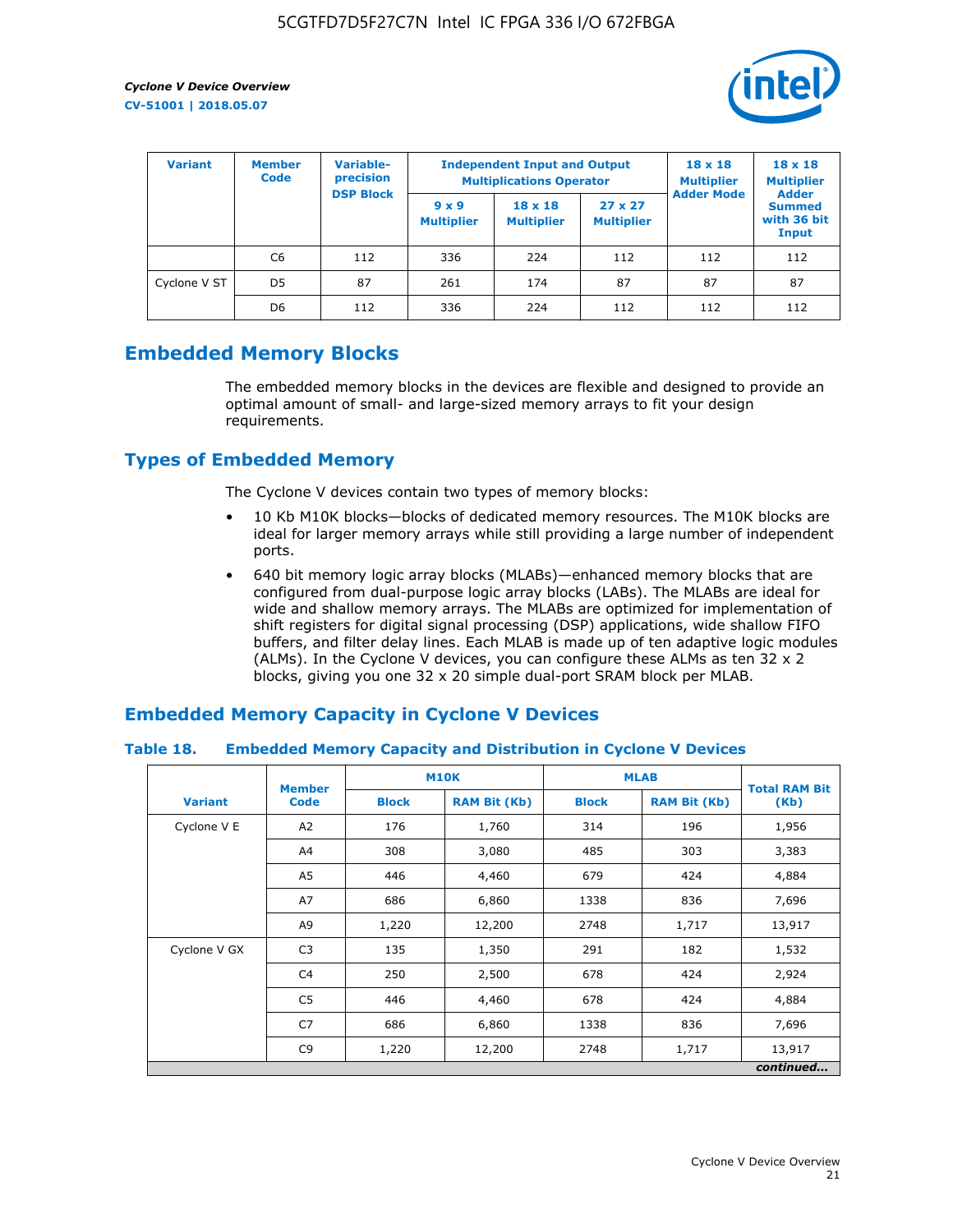| Variant | Member Code | Variable-precision DSP Block | Independent Input and Output Multiplications Operator | | | 18 x 18 Multiplier Adder Mode | 18 x 18 Multiplier Adder Summed with 36 bit Input |
|---|---|---|---|---|---|---|---|
| | | | 9 x 9 Multiplier | 18 x 18 Multiplier | 27 x 27 Multiplier | | |
| | C6 | 112 | 336 | 224 | 112 | 112 | 112 |
| Cyclone V ST | D5 | 87 | 261 | 174 | 87 | 87 | 87 |
| | D6 | 112 | 336 | 224 | 112 | 112 | 112 |

## Embedded Memory Blocks

The embedded memory blocks in the devices are flexible and designed to provide an optimal amount of small- and large-sized memory arrays to fit your design requirements.

## Types of Embedded Memory

The Cyclone V devices contain two types of memory blocks:

- 10 Kb M10K blocks—blocks of dedicated memory resources. The M10K blocks are ideal for larger memory arrays while still providing a large number of independent ports.
- 640 bit memory logic array blocks (MLABs)—enhanced memory blocks that are configured from dual-purpose logic array blocks (LABs). The MLABs are ideal for wide and shallow memory arrays. The MLABs are optimized for implementation of shift registers for digital signal processing (DSP) applications, wide shallow FIFO buffers, and filter delay lines. Each MLAB is made up of ten adaptive logic modules (ALMs). In the Cyclone V devices, you can configure these ALMs as ten 32 x 2 blocks, giving you one 32 x 20 simple dual-port SRAM block per MLAB.

## Embedded Memory Capacity in Cyclone V Devices

**Table 18. Embedded Memory Capacity and Distribution in Cyclone V Devices**

| Variant | Member Code | M10K | | MLAB | | Total RAM Bit (Kb) |
|---|---|---|---|---|---|---|
| | | Block | RAM Bit (Kb) | Block | RAM Bit (Kb) | |
| Cyclone V E | A2 | 176 | 1,760 | 314 | 196 | 1,956 |
| | A4 | 308 | 3,080 | 485 | 303 | 3,383 |
| | A5 | 446 | 4,460 | 679 | 424 | 4,884 |
| | A7 | 686 | 6,860 | 1338 | 836 | 7,696 |
| | A9 | 1,220 | 12,200 | 2748 | 1,717 | 13,917 |
| Cyclone V GX | C3 | 135 | 1,350 | 291 | 182 | 1,532 |
| | C4 | 250 | 2,500 | 678 | 424 | 2,924 |
| | C5 | 446 | 4,460 | 678 | 424 | 4,884 |
| | C7 | 686 | 6,860 | 1338 | 836 | 7,696 |
| | C9 | 1,220 | 12,200 | 2748 | 1,717 | 13,917 |

*continued...*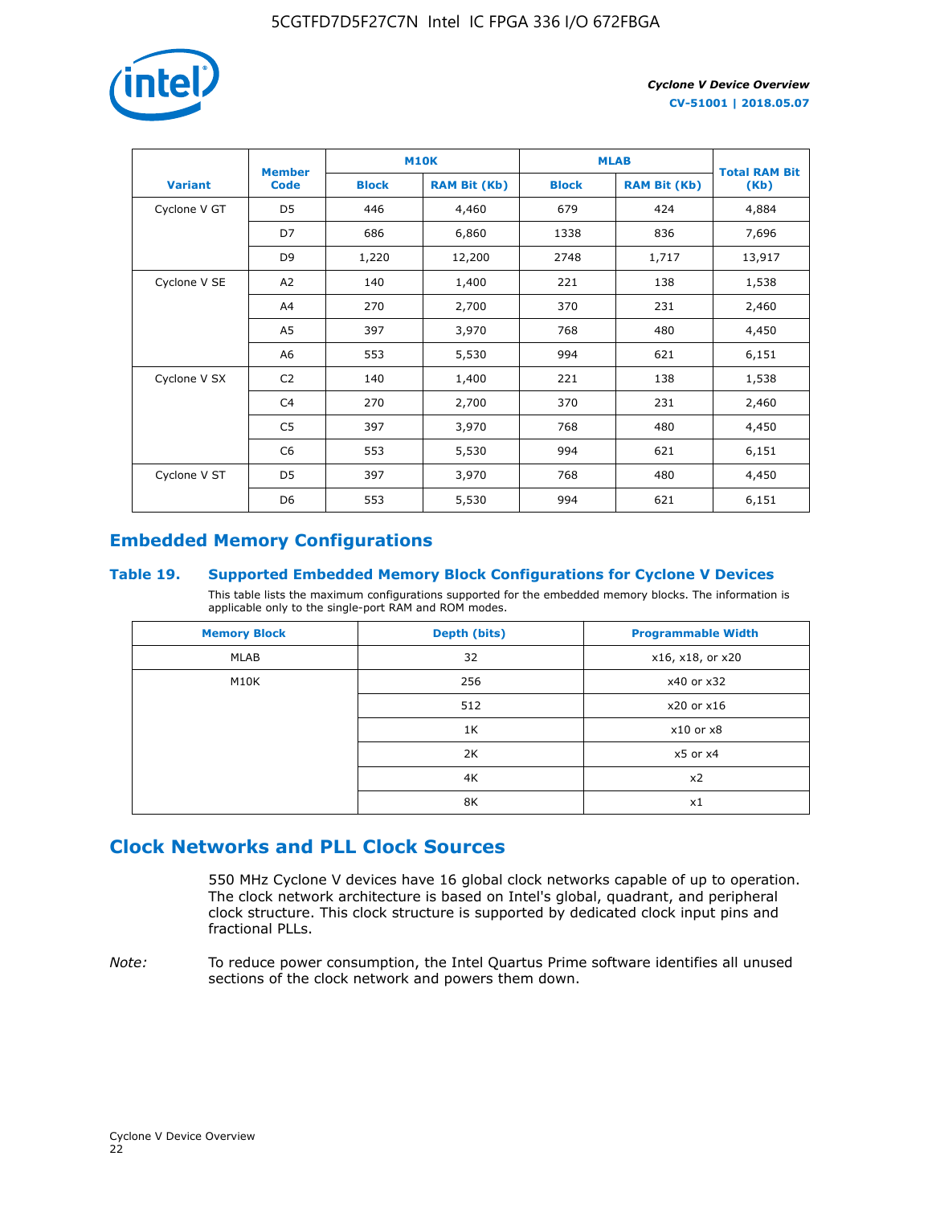| Variant | Member Code | M10K | | MLAB | | Total RAM Bit (Kb) |
|---|---|---|---|---|---|---|
| | | Block | RAM Bit (Kb) | Block | RAM Bit (Kb) | |
| Cyclone V GT | D5 | 446 | 4,460 | 679 | 424 | 4,884 |
| | D7 | 686 | 6,860 | 1338 | 836 | 7,696 |
| | D9 | 1,220 | 12,200 | 2748 | 1,717 | 13,917 |
| Cyclone V SE | A2 | 140 | 1,400 | 221 | 138 | 1,538 |
| | A4 | 270 | 2,700 | 370 | 231 | 2,460 |
| | A5 | 397 | 3,970 | 768 | 480 | 4,450 |
| | A6 | 553 | 5,530 | 994 | 621 | 6,151 |
| Cyclone V SX | C2 | 140 | 1,400 | 221 | 138 | 1,538 |
| | C4 | 270 | 2,700 | 370 | 231 | 2,460 |
| | C5 | 397 | 3,970 | 768 | 480 | 4,450 |
| | C6 | 553 | 5,530 | 994 | 621 | 6,151 |
| Cyclone V ST | D5 | 397 | 3,970 | 768 | 480 | 4,450 |
| | D6 | 553 | 5,530 | 994 | 621 | 6,151 |

## Embedded Memory Configurations

### Table 19. Supported Embedded Memory Block Configurations for Cyclone V Devices

This table lists the maximum configurations supported for the embedded memory blocks. The information is applicable only to the single-port RAM and ROM modes.

| Memory Block | Depth (bits) | Programmable Width |
|---|---|---|
| MLAB | 32 | x16, x18, or x20 |
| M10K | 256 | x40 or x32 |
| | 512 | x20 or x16 |
| | 1K | x10 or x8 |
| | 2K | x5 or x4 |
| | 4K | x2 |
| | 8K | x1 |

## Clock Networks and PLL Clock Sources

550 MHz Cyclone V devices have 16 global clock networks capable of up to operation. The clock network architecture is based on Intel's global, quadrant, and peripheral clock structure. This clock structure is supported by dedicated clock input pins and fractional PLLs.

*Note:* To reduce power consumption, the Intel Quartus Prime software identifies all unused sections of the clock network and powers them down.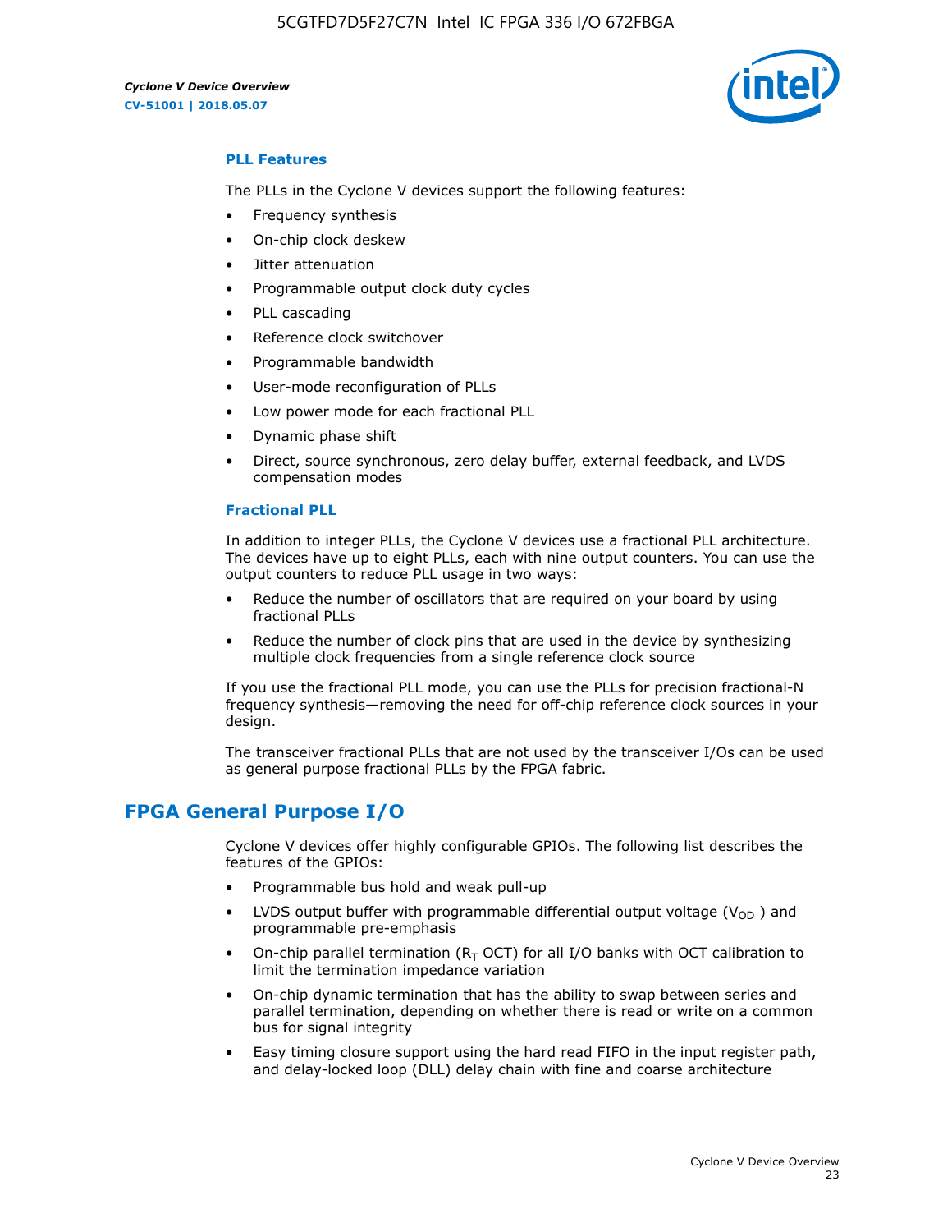### PLL Features

The PLLs in the Cyclone V devices support the following features:

- Frequency synthesis
- On-chip clock deskew
- Jitter attenuation
- Programmable output clock duty cycles
- PLL cascading
- Reference clock switchover
- Programmable bandwidth
- User-mode reconfiguration of PLLs
- Low power mode for each fractional PLL
- Dynamic phase shift
- Direct, source synchronous, zero delay buffer, external feedback, and LVDS compensation modes

### Fractional PLL

In addition to integer PLLs, the Cyclone V devices use a fractional PLL architecture. The devices have up to eight PLLs, each with nine output counters. You can use the output counters to reduce PLL usage in two ways:

- Reduce the number of oscillators that are required on your board by using fractional PLLs
- Reduce the number of clock pins that are used in the device by synthesizing multiple clock frequencies from a single reference clock source

If you use the fractional PLL mode, you can use the PLLs for precision fractional-N frequency synthesis—removing the need for off-chip reference clock sources in your design.

The transceiver fractional PLLs that are not used by the transceiver I/Os can be used as general purpose fractional PLLs by the FPGA fabric.

## FPGA General Purpose I/O

Cyclone V devices offer highly configurable GPIOs. The following list describes the features of the GPIOs:

- Programmable bus hold and weak pull-up
- LVDS output buffer with programmable differential output voltage ($V_{OD}$) and programmable pre-emphasis
- On-chip parallel termination ($R_T$ OCT) for all I/O banks with OCT calibration to limit the termination impedance variation
- On-chip dynamic termination that has the ability to swap between series and parallel termination, depending on whether there is read or write on a common bus for signal integrity
- Easy timing closure support using the hard read FIFO in the input register path, and delay-locked loop (DLL) delay chain with fine and coarse architecture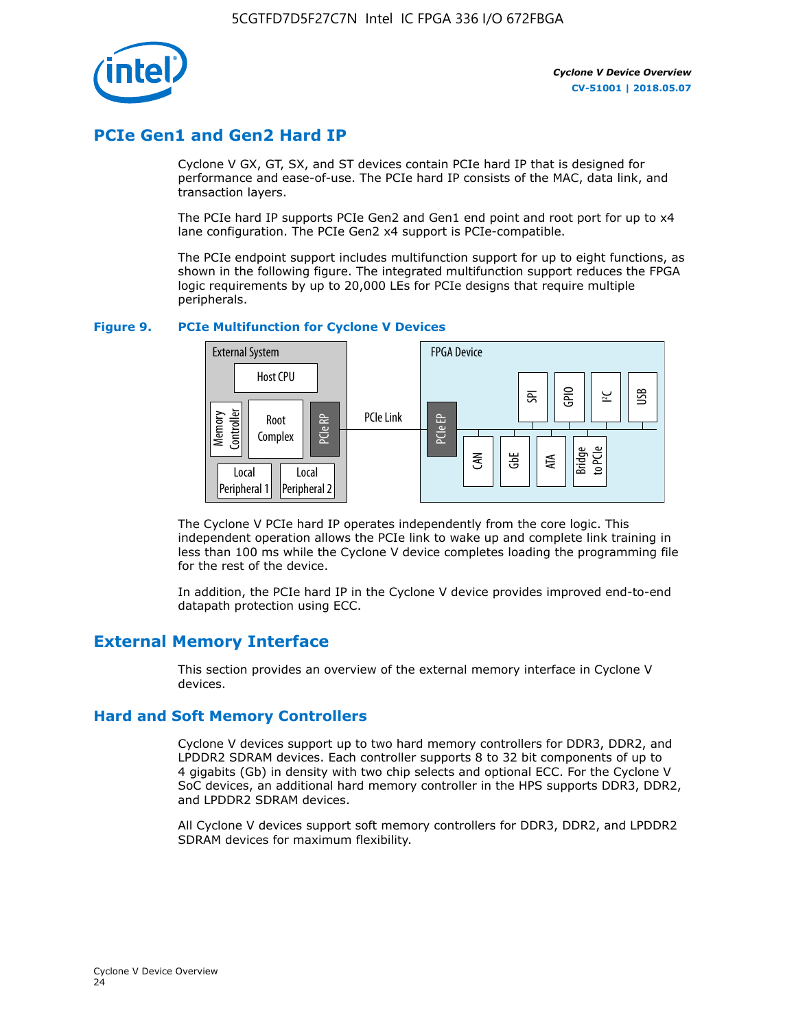## PCIe Gen1 and Gen2 Hard IP

Cyclone V GX, GT, SX, and ST devices contain PCIe hard IP that is designed for performance and ease-of-use. The PCIe hard IP consists of the MAC, data link, and transaction layers.

The PCIe hard IP supports PCIe Gen2 and Gen1 end point and root port for up to x4 lane configuration. The PCIe Gen2 x4 support is PCIe-compatible.

The PCIe endpoint support includes multifunction support for up to eight functions, as shown in the following figure. The integrated multifunction support reduces the FPGA logic requirements by up to 20,000 LEs for PCIe designs that require multiple peripherals.

**Figure 9. PCIe Multifunction for Cyclone V Devices**

The Cyclone V PCIe hard IP operates independently from the core logic. This independent operation allows the PCIe link to wake up and complete link training in less than 100 ms while the Cyclone V device completes loading the programming file for the rest of the device.

In addition, the PCIe hard IP in the Cyclone V device provides improved end-to-end datapath protection using ECC.

## External Memory Interface

This section provides an overview of the external memory interface in Cyclone V devices.

## Hard and Soft Memory Controllers

Cyclone V devices support up to two hard memory controllers for DDR3, DDR2, and LPDDR2 SDRAM devices. Each controller supports 8 to 32 bit components of up to 4 gigabits (Gb) in density with two chip selects and optional ECC. For the Cyclone V SoC devices, an additional hard memory controller in the HPS supports DDR3, DDR2, and LPDDR2 SDRAM devices.

All Cyclone V devices support soft memory controllers for DDR3, DDR2, and LPDDR2 SDRAM devices for maximum flexibility.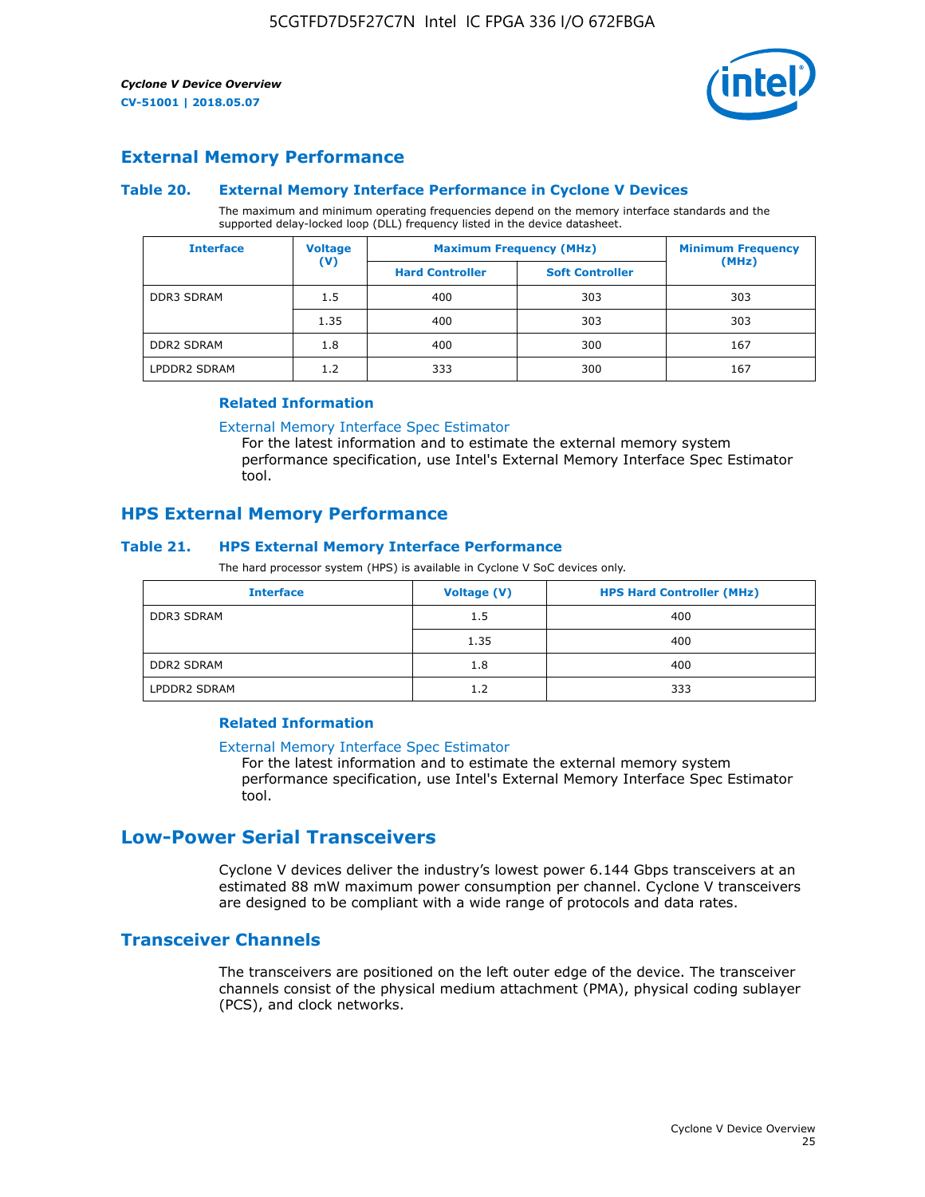## External Memory Performance

### Table 20. External Memory Interface Performance in Cyclone V Devices

The maximum and minimum operating frequencies depend on the memory interface standards and the supported delay-locked loop (DLL) frequency listed in the device datasheet.

| Interface | Voltage (V) | Maximum Frequency (MHz) | | Minimum Frequency (MHz) |
|---|---|---|---|---|
| | | Hard Controller | Soft Controller | |
| DDR3 SDRAM | 1.5 | 400 | 303 | 303 |
| | 1.35 | 400 | 303 | 303 |
| DDR2 SDRAM | 1.8 | 400 | 300 | 167 |
| LPDDR2 SDRAM | 1.2 | 333 | 300 | 167 |

#### Related Information

External Memory Interface Spec Estimator
For the latest information and to estimate the external memory system performance specification, use Intel's External Memory Interface Spec Estimator tool.

## HPS External Memory Performance

### Table 21. HPS External Memory Interface Performance

The hard processor system (HPS) is available in Cyclone V SoC devices only.

| Interface | Voltage (V) | HPS Hard Controller (MHz) |
|---|---|---|
| DDR3 SDRAM | 1.5 | 400 |
| | 1.35 | 400 |
| DDR2 SDRAM | 1.8 | 400 |
| LPDDR2 SDRAM | 1.2 | 333 |

#### Related Information

External Memory Interface Spec Estimator
For the latest information and to estimate the external memory system performance specification, use Intel's External Memory Interface Spec Estimator tool.

# Low-Power Serial Transceivers

Cyclone V devices deliver the industry's lowest power 6.144 Gbps transceivers at an estimated 88 mW maximum power consumption per channel. Cyclone V transceivers are designed to be compliant with a wide range of protocols and data rates.

## Transceiver Channels

The transceivers are positioned on the left outer edge of the device. The transceiver channels consist of the physical medium attachment (PMA), physical coding sublayer (PCS), and clock networks.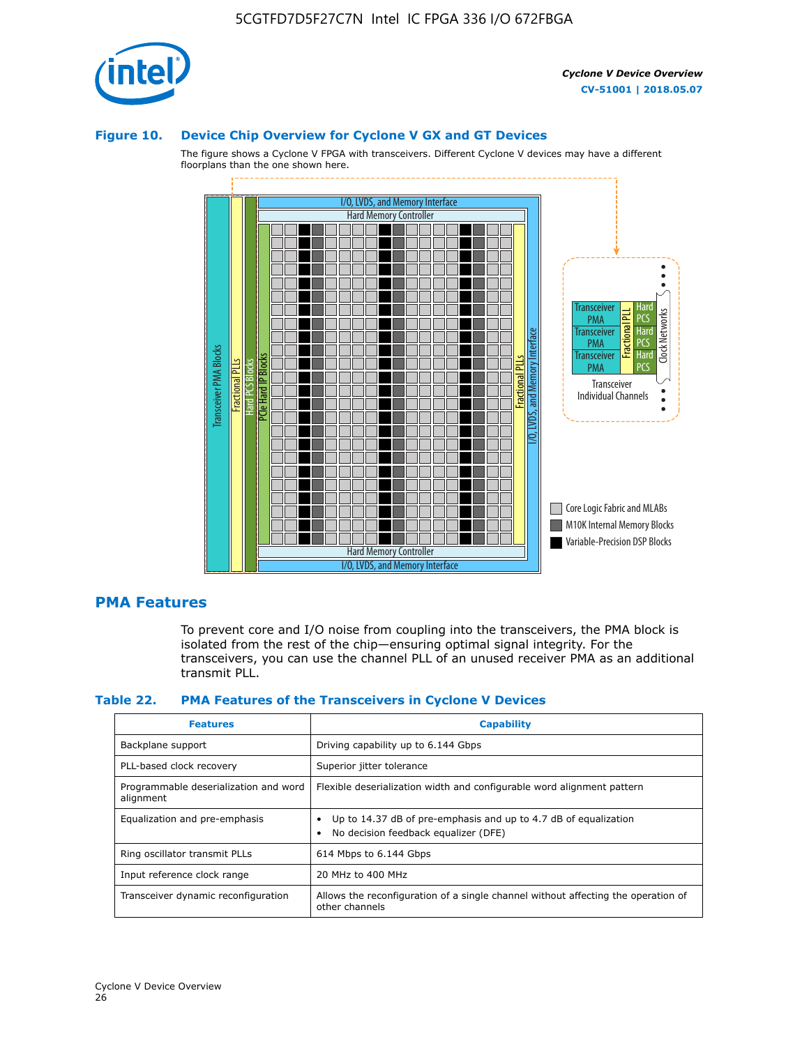**Figure 10. Device Chip Overview for Cyclone V GX and GT Devices**

The figure shows a Cyclone V FPGA with transceivers. Different Cyclone V devices may have a different floorplans than the one shown here.

## PMA Features

To prevent core and I/O noise from coupling into the transceivers, the PMA block is isolated from the rest of the chip—ensuring optimal signal integrity. For the transceivers, you can use the channel PLL of an unused receiver PMA as an additional transmit PLL.

**Table 22. PMA Features of the Transceivers in Cyclone V Devices**

| Features | Capability |
| --- | --- |
| Backplane support | Driving capability up to 6.144 Gbps |
| PLL-based clock recovery | Superior jitter tolerance |
| Programmable deserialization and word alignment | Flexible deserialization width and configurable word alignment pattern |
| Equalization and pre-emphasis | • Up to 14.37 dB of pre-emphasis and up to 4.7 dB of equalization<br>• No decision feedback equalizer (DFE) |
| Ring oscillator transmit PLLs | 614 Mbps to 6.144 Gbps |
| Input reference clock range | 20 MHz to 400 MHz |
| Transceiver dynamic reconfiguration | Allows the reconfiguration of a single channel without affecting the operation of other channels |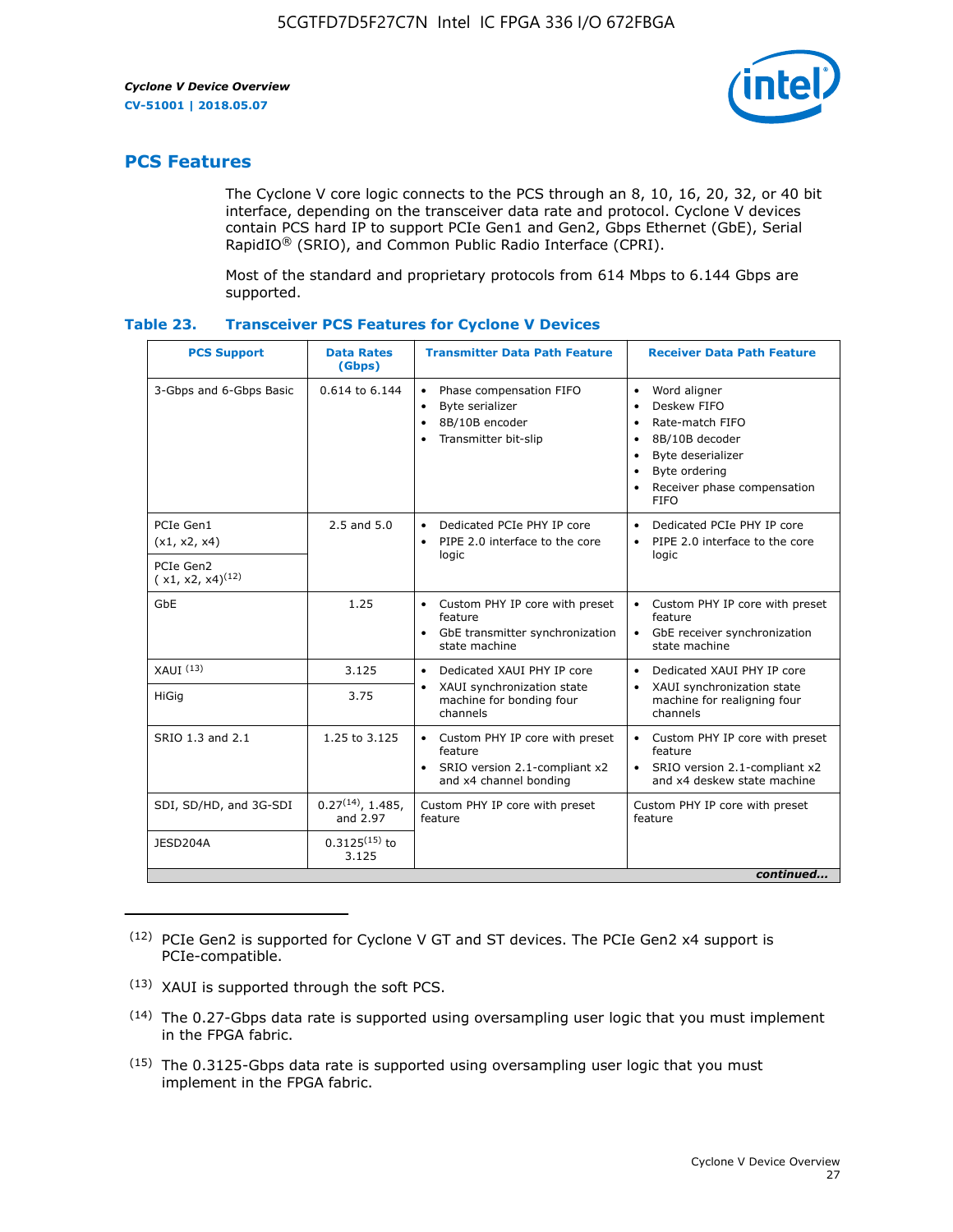## PCS Features

The Cyclone V core logic connects to the PCS through an 8, 10, 16, 20, 32, or 40 bit interface, depending on the transceiver data rate and protocol. Cyclone V devices contain PCS hard IP to support PCIe Gen1 and Gen2, Gbps Ethernet (GbE), Serial RapidIO® (SRIO), and Common Public Radio Interface (CPRI).

Most of the standard and proprietary protocols from 614 Mbps to 6.144 Gbps are supported.

**Table 23. Transceiver PCS Features for Cyclone V Devices**

| PCS Support | Data Rates (Gbps) | Transmitter Data Path Feature | Receiver Data Path Feature |
|---|---|---|---|
| 3-Gbps and 6-Gbps Basic | 0.614 to 6.144 | • Phase compensation FIFO<br>• Byte serializer<br>• 8B/10B encoder<br>• Transmitter bit-slip | • Word aligner<br>• Deskew FIFO<br>• Rate-match FIFO<br>• 8B/10B decoder<br>• Byte deserializer<br>• Byte ordering<br>• Receiver phase compensation FIFO |
| PCIe Gen1 (x1, x2, x4) | 2.5 and 5.0 | • Dedicated PCIe PHY IP core<br>• PIPE 2.0 interface to the core logic | • Dedicated PCIe PHY IP core<br>• PIPE 2.0 interface to the core logic |
| PCIe Gen2 ( x1, x2, x4)[12] | | | |
| GbE | 1.25 | • Custom PHY IP core with preset feature<br>• GbE transmitter synchronization state machine | • Custom PHY IP core with preset feature<br>• GbE receiver synchronization state machine |
| XAUI [13] | 3.125 | • Dedicated XAUI PHY IP core<br>• XAUI synchronization state machine for bonding four channels | • Dedicated XAUI PHY IP core<br>• XAUI synchronization state machine for realigning four channels |
| HiGig | 3.75 | | |
| SRIO 1.3 and 2.1 | 1.25 to 3.125 | • Custom PHY IP core with preset feature<br>• SRIO version 2.1-compliant x2 and x4 channel bonding | • Custom PHY IP core with preset feature<br>• SRIO version 2.1-compliant x2 and x4 deskew state machine |
| SDI, SD/HD, and 3G-SDI | 0.27[14], 1.485, and 2.97 | Custom PHY IP core with preset feature | Custom PHY IP core with preset feature |
| JESD204A | 0.3125[15] to 3.125 | | |

*continued...*

(12) PCIe Gen2 is supported for Cyclone V GT and ST devices. The PCIe Gen2 x4 support is PCIe-compatible.

(13) XAUI is supported through the soft PCS.

(14) The 0.27-Gbps data rate is supported using oversampling user logic that you must implement in the FPGA fabric.

(15) The 0.3125-Gbps data rate is supported using oversampling user logic that you must implement in the FPGA fabric.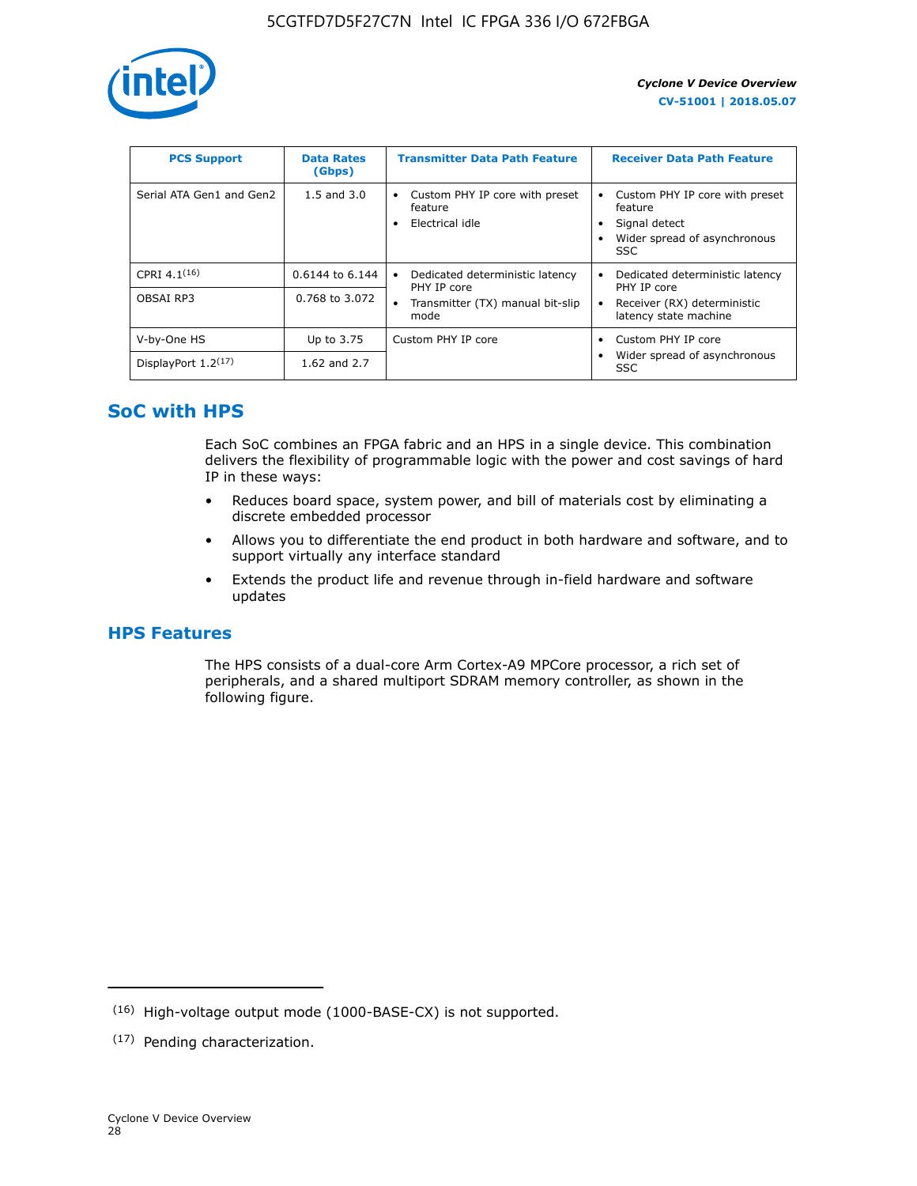| PCS Support | Data Rates (Gbps) | Transmitter Data Path Feature | Receiver Data Path Feature |
|---|---|---|---|
| Serial ATA Gen1 and Gen2 | 1.5 and 3.0 | • Custom PHY IP core with preset feature<br>• Electrical idle | • Custom PHY IP core with preset feature<br>• Signal detect<br>• Wider spread of asynchronous SSC |
| CPRI 4.1[16] | 0.6144 to 6.144 | • Dedicated deterministic latency PHY IP core<br>• Transmitter (TX) manual bit-slip mode | • Dedicated deterministic latency PHY IP core<br>• Receiver (RX) deterministic latency state machine |
| OBSAI RP3 | 0.768 to 3.072 | | |
| V-by-One HS | Up to 3.75 | Custom PHY IP core | • Custom PHY IP core<br>• Wider spread of asynchronous SSC |
| DisplayPort 1.2[17] | 1.62 and 2.7 | | |

## SoC with HPS

Each SoC combines an FPGA fabric and an HPS in a single device. This combination delivers the flexibility of programmable logic with the power and cost savings of hard IP in these ways:

- Reduces board space, system power, and bill of materials cost by eliminating a discrete embedded processor
- Allows you to differentiate the end product in both hardware and software, and to support virtually any interface standard
- Extends the product life and revenue through in-field hardware and software updates

## HPS Features

The HPS consists of a dual-core Arm Cortex-A9 MPCore processor, a rich set of peripherals, and a shared multiport SDRAM memory controller, as shown in the following figure.

---

(16) High-voltage output mode (1000-BASE-CX) is not supported.

(17) Pending characterization.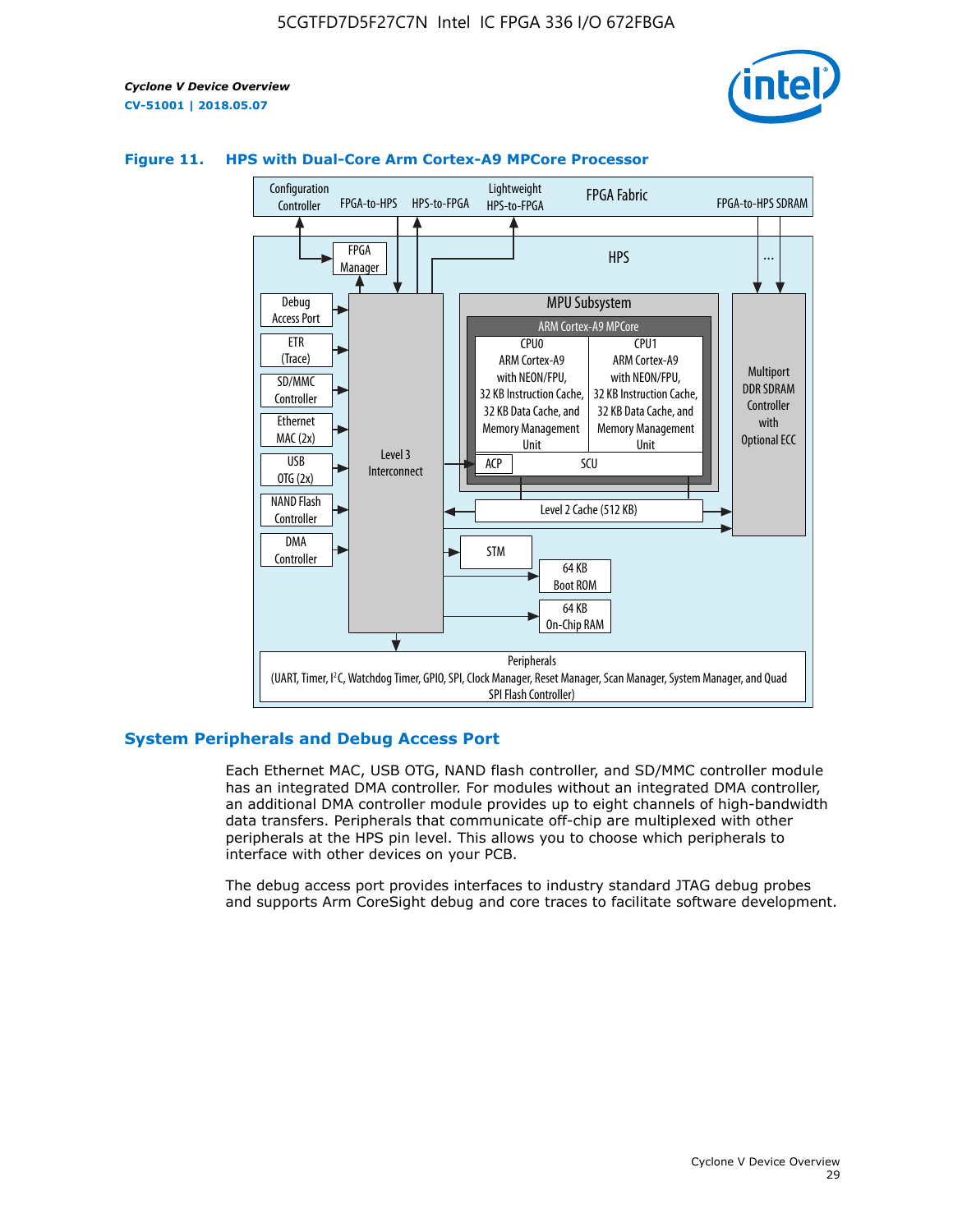**Figure 11. HPS with Dual-Core Arm Cortex-A9 MPCore Processor**

Configuration Controller | FPGA-to-HPS | HPS-to-FPGA | Lightweight HPS-to-FPGA | FPGA Fabric | FPGA-to-HPS SDRAM

HPS

FPGA Manager

Debug Access Port

ETR (Trace)

SD/MMC Controller

Ethernet MAC (2x)

USB OTG (2x)

NAND Flash Controller

DMA Controller

Level 3 Interconnect

MPU Subsystem

ARM Cortex-A9 MPCore

CPU0 ARM Cortex-A9 with NEON/FPU, 32 KB Instruction Cache, 32 KB Data Cache, and Memory Management Unit

CPU1 ARM Cortex-A9 with NEON/FPU, 32 KB Instruction Cache, 32 KB Data Cache, and Memory Management Unit

ACP | SCU

Level 2 Cache (512 KB)

Multiport DDR SDRAM Controller with Optional ECC

STM

64 KB Boot ROM

64 KB On-Chip RAM

Peripherals (UART, Timer, I²C, Watchdog Timer, GPIO, SPI, Clock Manager, Reset Manager, Scan Manager, System Manager, and Quad SPI Flash Controller)

## System Peripherals and Debug Access Port

Each Ethernet MAC, USB OTG, NAND flash controller, and SD/MMC controller module has an integrated DMA controller. For modules without an integrated DMA controller, an additional DMA controller module provides up to eight channels of high-bandwidth data transfers. Peripherals that communicate off-chip are multiplexed with other peripherals at the HPS pin level. This allows you to choose which peripherals to interface with other devices on your PCB.

The debug access port provides interfaces to industry standard JTAG debug probes and supports Arm CoreSight debug and core traces to facilitate software development.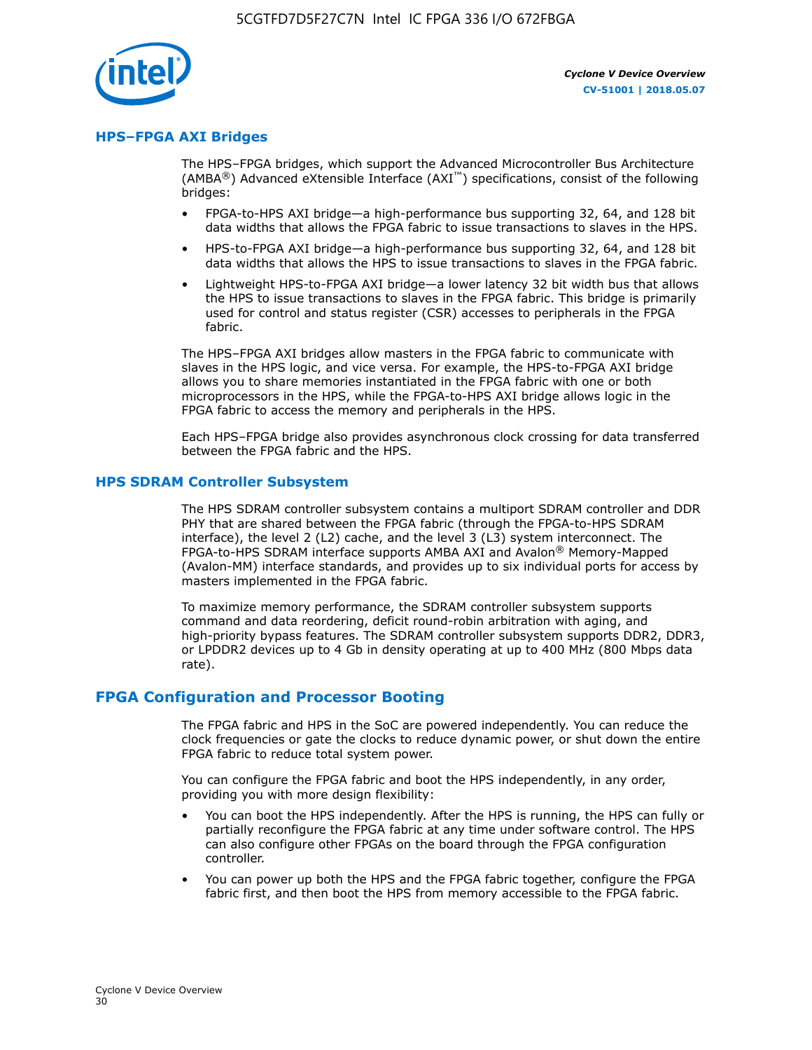## HPS–FPGA AXI Bridges

The HPS–FPGA bridges, which support the Advanced Microcontroller Bus Architecture (AMBA®) Advanced eXtensible Interface (AXI™) specifications, consist of the following bridges:

- FPGA-to-HPS AXI bridge—a high-performance bus supporting 32, 64, and 128 bit data widths that allows the FPGA fabric to issue transactions to slaves in the HPS.
- HPS-to-FPGA AXI bridge—a high-performance bus supporting 32, 64, and 128 bit data widths that allows the HPS to issue transactions to slaves in the FPGA fabric.
- Lightweight HPS-to-FPGA AXI bridge—a lower latency 32 bit width bus that allows the HPS to issue transactions to slaves in the FPGA fabric. This bridge is primarily used for control and status register (CSR) accesses to peripherals in the FPGA fabric.

The HPS–FPGA AXI bridges allow masters in the FPGA fabric to communicate with slaves in the HPS logic, and vice versa. For example, the HPS-to-FPGA AXI bridge allows you to share memories instantiated in the FPGA fabric with one or both microprocessors in the HPS, while the FPGA-to-HPS AXI bridge allows logic in the FPGA fabric to access the memory and peripherals in the HPS.

Each HPS–FPGA bridge also provides asynchronous clock crossing for data transferred between the FPGA fabric and the HPS.

## HPS SDRAM Controller Subsystem

The HPS SDRAM controller subsystem contains a multiport SDRAM controller and DDR PHY that are shared between the FPGA fabric (through the FPGA-to-HPS SDRAM interface), the level 2 (L2) cache, and the level 3 (L3) system interconnect. The FPGA-to-HPS SDRAM interface supports AMBA AXI and Avalon® Memory-Mapped (Avalon-MM) interface standards, and provides up to six individual ports for access by masters implemented in the FPGA fabric.

To maximize memory performance, the SDRAM controller subsystem supports command and data reordering, deficit round-robin arbitration with aging, and high-priority bypass features. The SDRAM controller subsystem supports DDR2, DDR3, or LPDDR2 devices up to 4 Gb in density operating at up to 400 MHz (800 Mbps data rate).

# FPGA Configuration and Processor Booting

The FPGA fabric and HPS in the SoC are powered independently. You can reduce the clock frequencies or gate the clocks to reduce dynamic power, or shut down the entire FPGA fabric to reduce total system power.

You can configure the FPGA fabric and boot the HPS independently, in any order, providing you with more design flexibility:

- You can boot the HPS independently. After the HPS is running, the HPS can fully or partially reconfigure the FPGA fabric at any time under software control. The HPS can also configure other FPGAs on the board through the FPGA configuration controller.
- You can power up both the HPS and the FPGA fabric together, configure the FPGA fabric first, and then boot the HPS from memory accessible to the FPGA fabric.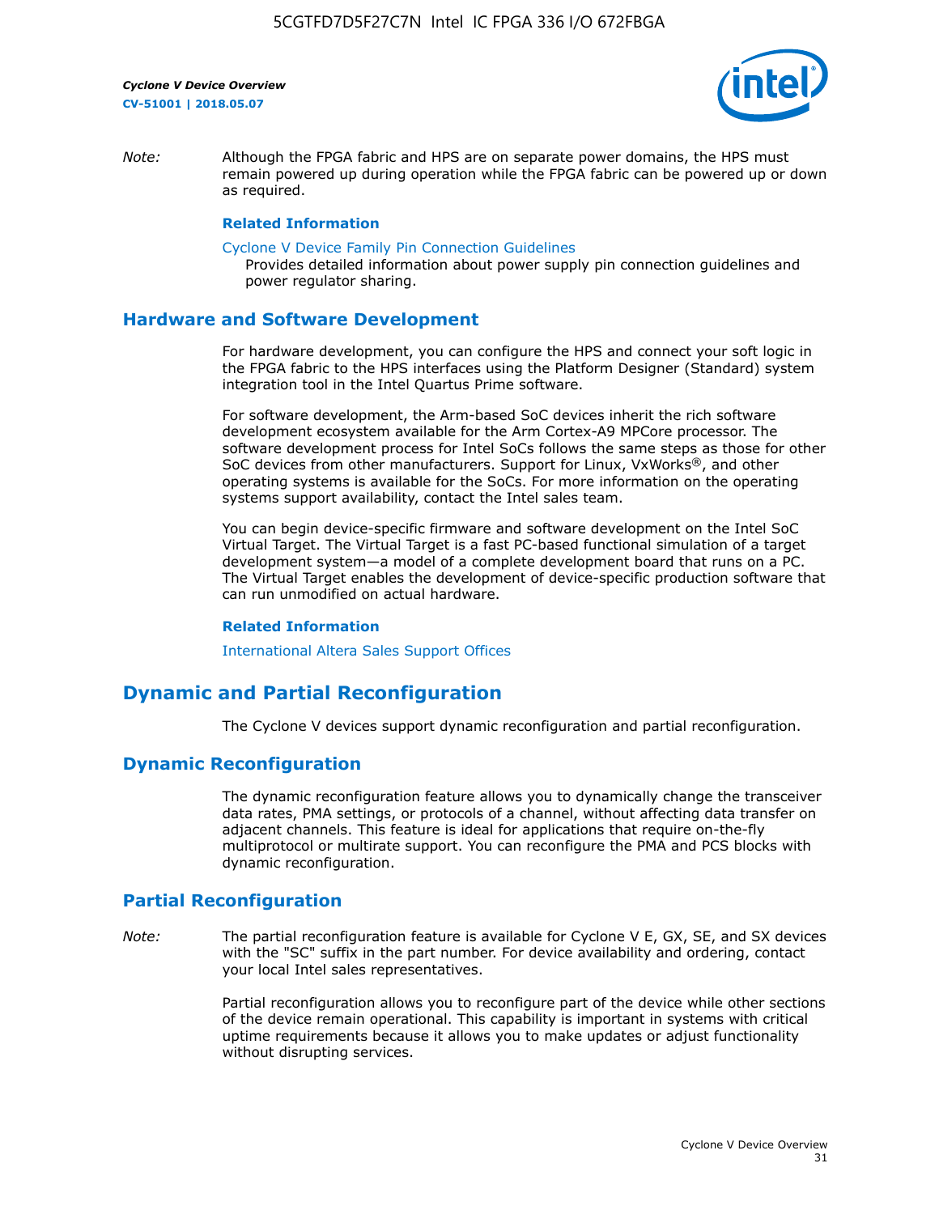*Note:* Although the FPGA fabric and HPS are on separate power domains, the HPS must remain powered up during operation while the FPGA fabric can be powered up or down as required.

**Related Information**

Cyclone V Device Family Pin Connection Guidelines
Provides detailed information about power supply pin connection guidelines and power regulator sharing.

## Hardware and Software Development

For hardware development, you can configure the HPS and connect your soft logic in the FPGA fabric to the HPS interfaces using the Platform Designer (Standard) system integration tool in the Intel Quartus Prime software.

For software development, the Arm-based SoC devices inherit the rich software development ecosystem available for the Arm Cortex-A9 MPCore processor. The software development process for Intel SoCs follows the same steps as those for other SoC devices from other manufacturers. Support for Linux, VxWorks®, and other operating systems is available for the SoCs. For more information on the operating systems support availability, contact the Intel sales team.

You can begin device-specific firmware and software development on the Intel SoC Virtual Target. The Virtual Target is a fast PC-based functional simulation of a target development system—a model of a complete development board that runs on a PC. The Virtual Target enables the development of device-specific production software that can run unmodified on actual hardware.

**Related Information**

International Altera Sales Support Offices

# Dynamic and Partial Reconfiguration

The Cyclone V devices support dynamic reconfiguration and partial reconfiguration.

## Dynamic Reconfiguration

The dynamic reconfiguration feature allows you to dynamically change the transceiver data rates, PMA settings, or protocols of a channel, without affecting data transfer on adjacent channels. This feature is ideal for applications that require on-the-fly multiprotocol or multirate support. You can reconfigure the PMA and PCS blocks with dynamic reconfiguration.

## Partial Reconfiguration

*Note:* The partial reconfiguration feature is available for Cyclone V E, GX, SE, and SX devices with the "SC" suffix in the part number. For device availability and ordering, contact your local Intel sales representatives.

Partial reconfiguration allows you to reconfigure part of the device while other sections of the device remain operational. This capability is important in systems with critical uptime requirements because it allows you to make updates or adjust functionality without disrupting services.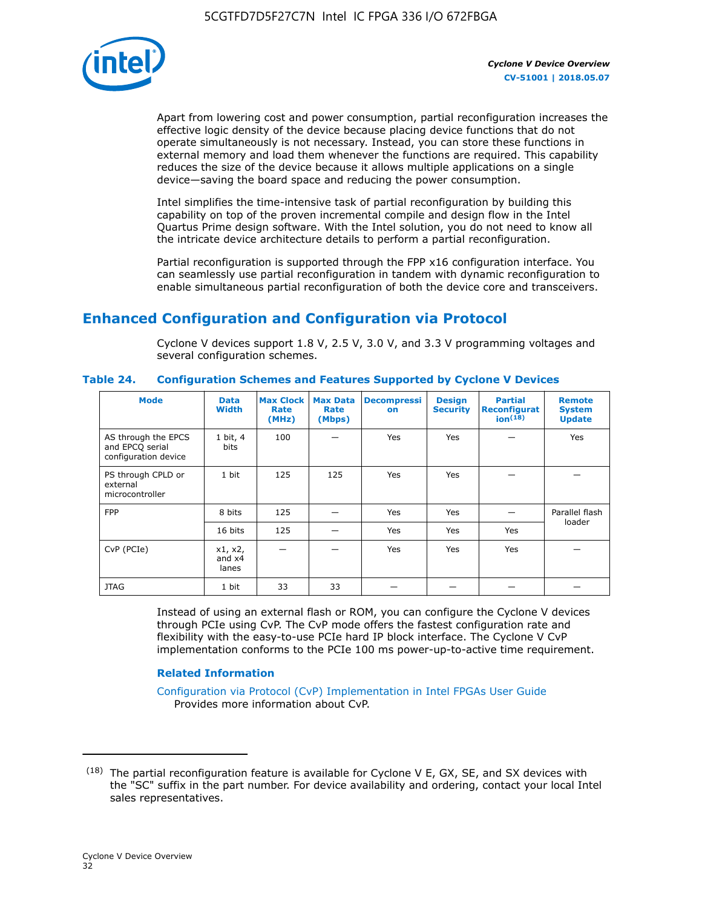Apart from lowering cost and power consumption, partial reconfiguration increases the effective logic density of the device because placing device functions that do not operate simultaneously is not necessary. Instead, you can store these functions in external memory and load them whenever the functions are required. This capability reduces the size of the device because it allows multiple applications on a single device—saving the board space and reducing the power consumption.

Intel simplifies the time-intensive task of partial reconfiguration by building this capability on top of the proven incremental compile and design flow in the Intel Quartus Prime design software. With the Intel solution, you do not need to know all the intricate device architecture details to perform a partial reconfiguration.

Partial reconfiguration is supported through the FPP x16 configuration interface. You can seamlessly use partial reconfiguration in tandem with dynamic reconfiguration to enable simultaneous partial reconfiguration of both the device core and transceivers.

## Enhanced Configuration and Configuration via Protocol

Cyclone V devices support 1.8 V, 2.5 V, 3.0 V, and 3.3 V programming voltages and several configuration schemes.

**Table 24. Configuration Schemes and Features Supported by Cyclone V Devices**

| Mode | Data Width | Max Clock Rate (MHz) | Max Data Rate (Mbps) | Decompression | Design Security | Partial Reconfiguration[18] | Remote System Update |
|---|---|---|---|---|---|---|---|
| AS through the EPCS and EPCQ serial configuration device | 1 bit, 4 bits | 100 | — | Yes | Yes | — | Yes |
| PS through CPLD or external microcontroller | 1 bit | 125 | 125 | Yes | Yes | — | — |
| FPP | 8 bits | 125 | — | Yes | Yes | — | Parallel flash loader |
| | 16 bits | 125 | — | Yes | Yes | Yes | |
| CvP (PCIe) | x1, x2, and x4 lanes | — | — | Yes | Yes | Yes | — |
| JTAG | 1 bit | 33 | 33 | — | — | — | — |

Instead of using an external flash or ROM, you can configure the Cyclone V devices through PCIe using CvP. The CvP mode offers the fastest configuration rate and flexibility with the easy-to-use PCIe hard IP block interface. The Cyclone V CvP implementation conforms to the PCIe 100 ms power-up-to-active time requirement.

### Related Information

Configuration via Protocol (CvP) Implementation in Intel FPGAs User Guide
Provides more information about CvP.

---

[18] The partial reconfiguration feature is available for Cyclone V E, GX, SE, and SX devices with the "SC" suffix in the part number. For device availability and ordering, contact your local Intel sales representatives.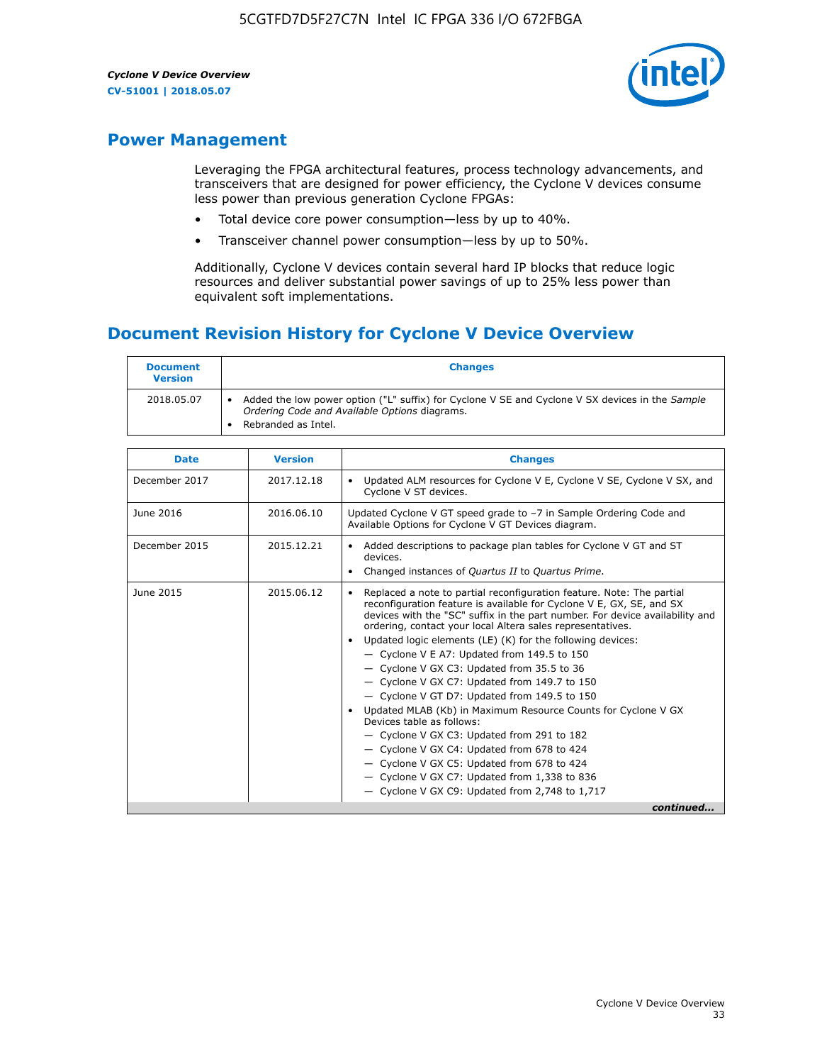## Power Management

Leveraging the FPGA architectural features, process technology advancements, and transceivers that are designed for power efficiency, the Cyclone V devices consume less power than previous generation Cyclone FPGAs:

- Total device core power consumption—less by up to 40%.
- Transceiver channel power consumption—less by up to 50%.

Additionally, Cyclone V devices contain several hard IP blocks that reduce logic resources and deliver substantial power savings of up to 25% less power than equivalent soft implementations.

## Document Revision History for Cyclone V Device Overview

| Document Version | Changes |
| --- | --- |
| 2018.05.07 | • Added the low power option ("L" suffix) for Cyclone V SE and Cyclone V SX devices in the *Sample Ordering Code and Available Options* diagrams.<br>• Rebranded as Intel. |

| Date | Version | Changes |
| --- | --- | --- |
| December 2017 | 2017.12.18 | • Updated ALM resources for Cyclone V E, Cyclone V SE, Cyclone V SX, and Cyclone V ST devices. |
| June 2016 | 2016.06.10 | Updated Cyclone V GT speed grade to –7 in Sample Ordering Code and Available Options for Cyclone V GT Devices diagram. |
| December 2015 | 2015.12.21 | • Added descriptions to package plan tables for Cyclone V GT and ST devices.<br>• Changed instances of *Quartus II* to *Quartus Prime*. |
| June 2015 | 2015.06.12 | • Replaced a note to partial reconfiguration feature. Note: The partial reconfiguration feature is available for Cyclone V E, GX, SE, and SX devices with the "SC" suffix in the part number. For device availability and ordering, contact your local Altera sales representatives.<br>• Updated logic elements (LE) (K) for the following devices:<br>— Cyclone V E A7: Updated from 149.5 to 150<br>— Cyclone V GX C3: Updated from 35.5 to 36<br>— Cyclone V GX C7: Updated from 149.7 to 150<br>— Cyclone V GT D7: Updated from 149.5 to 150<br>• Updated MLAB (Kb) in Maximum Resource Counts for Cyclone V GX Devices table as follows:<br>— Cyclone V GX C3: Updated from 291 to 182<br>— Cyclone V GX C4: Updated from 678 to 424<br>— Cyclone V GX C5: Updated from 678 to 424<br>— Cyclone V GX C7: Updated from 1,338 to 836<br>— Cyclone V GX C9: Updated from 2,748 to 1,717 |

*continued...*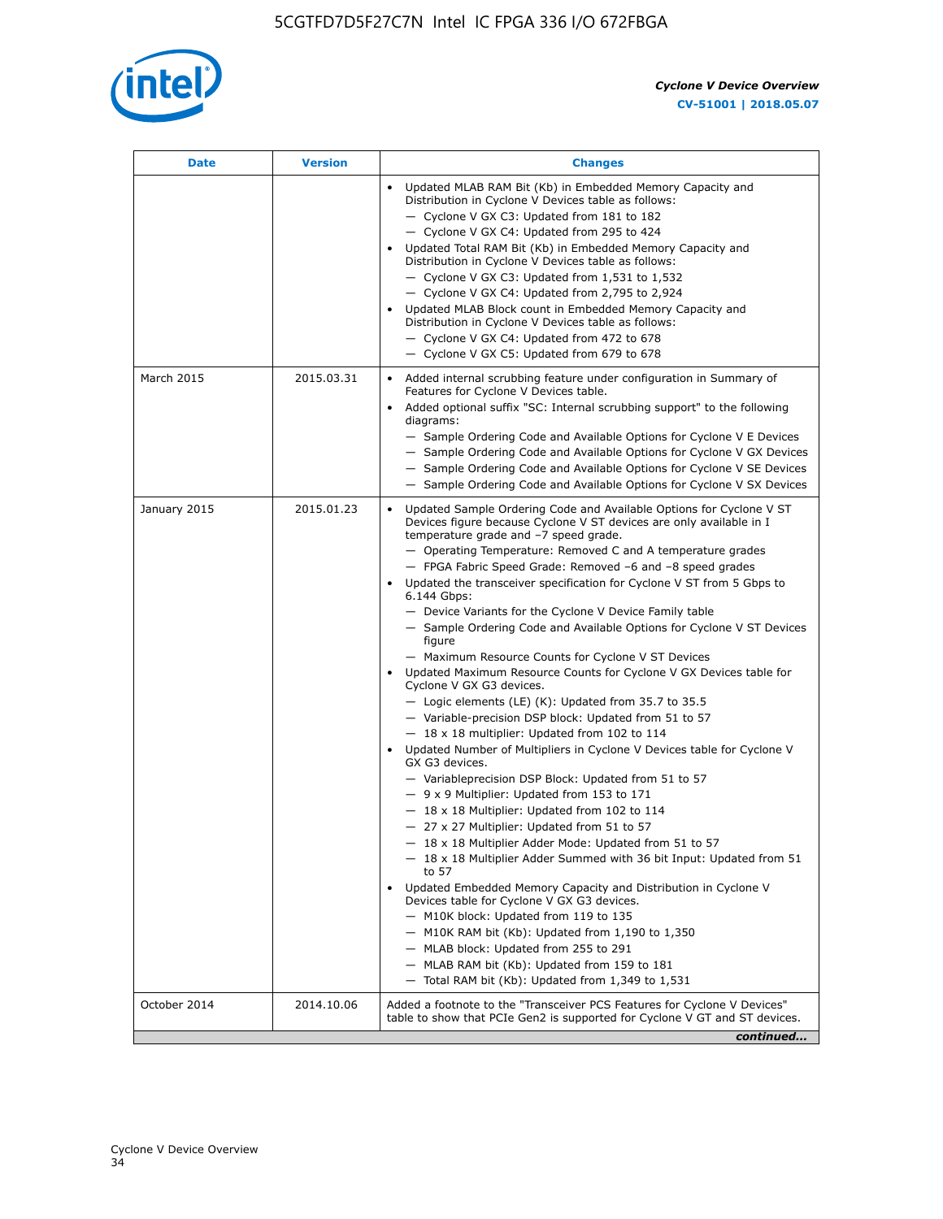| Date | Version | Changes |
|---|---|---|
| | | • Updated MLAB RAM Bit (Kb) in Embedded Memory Capacity and Distribution in Cyclone V Devices table as follows:<br>— Cyclone V GX C3: Updated from 181 to 182<br>— Cyclone V GX C4: Updated from 295 to 424<br>• Updated Total RAM Bit (Kb) in Embedded Memory Capacity and Distribution in Cyclone V Devices table as follows:<br>— Cyclone V GX C3: Updated from 1,531 to 1,532<br>— Cyclone V GX C4: Updated from 2,795 to 2,924<br>• Updated MLAB Block count in Embedded Memory Capacity and Distribution in Cyclone V Devices table as follows:<br>— Cyclone V GX C4: Updated from 472 to 678<br>— Cyclone V GX C5: Updated from 679 to 678 |
| March 2015 | 2015.03.31 | • Added internal scrubbing feature under configuration in Summary of Features for Cyclone V Devices table.<br>• Added optional suffix "SC: Internal scrubbing support" to the following diagrams:<br>— Sample Ordering Code and Available Options for Cyclone V E Devices<br>— Sample Ordering Code and Available Options for Cyclone V GX Devices<br>— Sample Ordering Code and Available Options for Cyclone V SE Devices<br>— Sample Ordering Code and Available Options for Cyclone V SX Devices |
| January 2015 | 2015.01.23 | • Updated Sample Ordering Code and Available Options for Cyclone V ST Devices figure because Cyclone V ST devices are only available in I temperature grade and −7 speed grade.<br>— Operating Temperature: Removed C and A temperature grades<br>— FPGA Fabric Speed Grade: Removed −6 and −8 speed grades<br>• Updated the transceiver specification for Cyclone V ST from 5 Gbps to 6.144 Gbps:<br>— Device Variants for the Cyclone V Device Family table<br>— Sample Ordering Code and Available Options for Cyclone V ST Devices figure<br>— Maximum Resource Counts for Cyclone V ST Devices<br>• Updated Maximum Resource Counts for Cyclone V GX Devices table for Cyclone V GX G3 devices.<br>— Logic elements (LE) (K): Updated from 35.7 to 35.5<br>— Variable-precision DSP block: Updated from 51 to 57<br>— 18 x 18 multiplier: Updated from 102 to 114<br>• Updated Number of Multipliers in Cyclone V Devices table for Cyclone V GX G3 devices.<br>— Variableprecision DSP Block: Updated from 51 to 57<br>— 9 x 9 Multiplier: Updated from 153 to 171<br>— 18 x 18 Multiplier: Updated from 102 to 114<br>— 27 x 27 Multiplier: Updated from 51 to 57<br>— 18 x 18 Multiplier Adder Mode: Updated from 51 to 57<br>— 18 x 18 Multiplier Adder Summed with 36 bit Input: Updated from 51 to 57<br>• Updated Embedded Memory Capacity and Distribution in Cyclone V Devices table for Cyclone V GX G3 devices.<br>— M10K block: Updated from 119 to 135<br>— M10K RAM bit (Kb): Updated from 1,190 to 1,350<br>— MLAB block: Updated from 255 to 291<br>— MLAB RAM bit (Kb): Updated from 159 to 181<br>— Total RAM bit (Kb): Updated from 1,349 to 1,531 |
| October 2014 | 2014.10.06 | Added a footnote to the "Transceiver PCS Features for Cyclone V Devices" table to show that PCIe Gen2 is supported for Cyclone V GT and ST devices. |

*continued...*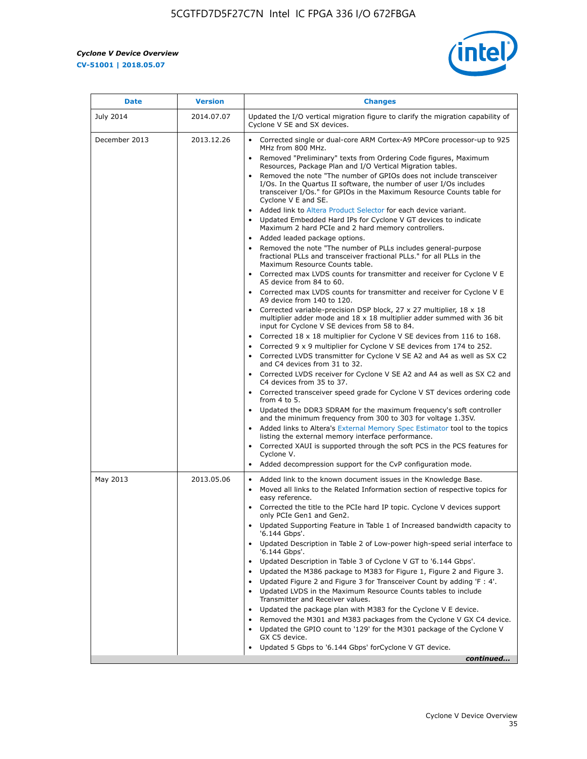| Date | Version | Changes |
| --- | --- | --- |
| July 2014 | 2014.07.07 | Updated the I/O vertical migration figure to clarify the migration capability of Cyclone V SE and SX devices. |
| December 2013 | 2013.12.26 | • Corrected single or dual-core ARM Cortex-A9 MPCore processor-up to 925 MHz from 800 MHz.<br>• Removed "Preliminary" texts from Ordering Code figures, Maximum Resources, Package Plan and I/O Vertical Migration tables.<br>• Removed the note "The number of GPIOs does not include transceiver I/Os. In the Quartus II software, the number of user I/Os includes transceiver I/Os." for GPIOs in the Maximum Resource Counts table for Cyclone V E and SE.<br>• Added link to Altera Product Selector for each device variant.<br>• Updated Embedded Hard IPs for Cyclone V GT devices to indicate Maximum 2 hard PCIe and 2 hard memory controllers.<br>• Added leaded package options.<br>• Removed the note "The number of PLLs includes general-purpose fractional PLLs and transceiver fractional PLLs." for all PLLs in the Maximum Resource Counts table.<br>• Corrected max LVDS counts for transmitter and receiver for Cyclone V E A5 device from 84 to 60.<br>• Corrected max LVDS counts for transmitter and receiver for Cyclone V E A9 device from 140 to 120.<br>• Corrected variable-precision DSP block, 27 x 27 multiplier, 18 x 18 multiplier adder mode and 18 x 18 multiplier adder summed with 36 bit input for Cyclone V SE devices from 58 to 84.<br>• Corrected 18 x 18 multiplier for Cyclone V SE devices from 116 to 168.<br>• Corrected 9 x 9 multiplier for Cyclone V SE devices from 174 to 252.<br>• Corrected LVDS transmitter for Cyclone V SE A2 and A4 as well as SX C2 and C4 devices from 31 to 32.<br>• Corrected LVDS receiver for Cyclone V SE A2 and A4 as well as SX C2 and C4 devices from 35 to 37.<br>• Corrected transceiver speed grade for Cyclone V ST devices ordering code from 4 to 5.<br>• Updated the DDR3 SDRAM for the maximum frequency's soft controller and the minimum frequency from 300 to 303 for voltage 1.35V.<br>• Added links to Altera's External Memory Spec Estimator tool to the topics listing the external memory interface performance.<br>• Corrected XAUI is supported through the soft PCS in the PCS features for Cyclone V.<br>• Added decompression support for the CvP configuration mode. |
| May 2013 | 2013.05.06 | • Added link to the known document issues in the Knowledge Base.<br>• Moved all links to the Related Information section of respective topics for easy reference.<br>• Corrected the title to the PCIe hard IP topic. Cyclone V devices support only PCIe Gen1 and Gen2.<br>• Updated Supporting Feature in Table 1 of Increased bandwidth capacity to '6.144 Gbps'.<br>• Updated Description in Table 2 of Low-power high-speed serial interface to '6.144 Gbps'.<br>• Updated Description in Table 3 of Cyclone V GT to '6.144 Gbps'.<br>• Updated the M386 package to M383 for Figure 1, Figure 2 and Figure 3.<br>• Updated Figure 2 and Figure 3 for Transceiver Count by adding 'F : 4'.<br>• Updated LVDS in the Maximum Resource Counts tables to include Transmitter and Receiver values.<br>• Updated the package plan with M383 for the Cyclone V E device.<br>• Removed the M301 and M383 packages from the Cyclone V GX C4 device.<br>• Updated the GPIO count to '129' for the M301 package of the Cyclone V GX C5 device.<br>• Updated 5 Gbps to '6.144 Gbps' forCyclone V GT device. |

*continued...*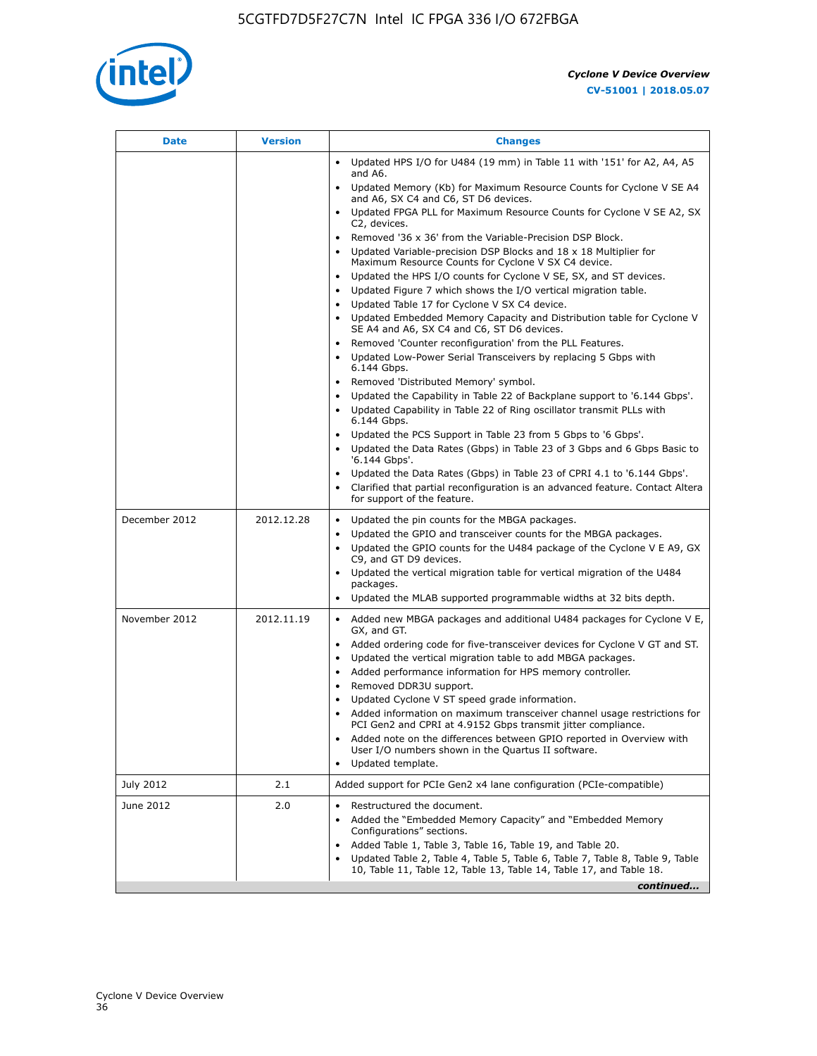| Date | Version | Changes |
| --- | --- | --- |
| | | • Updated HPS I/O for U484 (19 mm) in Table 11 with '151' for A2, A4, A5 and A6.<br>• Updated Memory (Kb) for Maximum Resource Counts for Cyclone V SE A4 and A6, SX C4 and C6, ST D6 devices.<br>• Updated FPGA PLL for Maximum Resource Counts for Cyclone V SE A2, SX C2, devices.<br>• Removed '36 x 36' from the Variable-Precision DSP Block.<br>• Updated Variable-precision DSP Blocks and 18 x 18 Multiplier for Maximum Resource Counts for Cyclone V SX C4 device.<br>• Updated the HPS I/O counts for Cyclone V SE, SX, and ST devices.<br>• Updated Figure 7 which shows the I/O vertical migration table.<br>• Updated Table 17 for Cyclone V SX C4 device.<br>• Updated Embedded Memory Capacity and Distribution table for Cyclone V SE A4 and A6, SX C4 and C6, ST D6 devices.<br>• Removed 'Counter reconfiguration' from the PLL Features.<br>• Updated Low-Power Serial Transceivers by replacing 5 Gbps with 6.144 Gbps.<br>• Removed 'Distributed Memory' symbol.<br>• Updated the Capability in Table 22 of Backplane support to '6.144 Gbps'.<br>• Updated Capability in Table 22 of Ring oscillator transmit PLLs with 6.144 Gbps.<br>• Updated the PCS Support in Table 23 from 5 Gbps to '6 Gbps'.<br>• Updated the Data Rates (Gbps) in Table 23 of 3 Gbps and 6 Gbps Basic to '6.144 Gbps'.<br>• Updated the Data Rates (Gbps) in Table 23 of CPRI 4.1 to '6.144 Gbps'.<br>• Clarified that partial reconfiguration is an advanced feature. Contact Altera for support of the feature. |
| December 2012 | 2012.12.28 | • Updated the pin counts for the MBGA packages.<br>• Updated the GPIO and transceiver counts for the MBGA packages.<br>• Updated the GPIO counts for the U484 package of the Cyclone V E A9, GX C9, and GT D9 devices.<br>• Updated the vertical migration table for vertical migration of the U484 packages.<br>• Updated the MLAB supported programmable widths at 32 bits depth. |
| November 2012 | 2012.11.19 | • Added new MBGA packages and additional U484 packages for Cyclone V E, GX, and GT.<br>• Added ordering code for five-transceiver devices for Cyclone V GT and ST.<br>• Updated the vertical migration table to add MBGA packages.<br>• Added performance information for HPS memory controller.<br>• Removed DDR3U support.<br>• Updated Cyclone V ST speed grade information.<br>• Added information on maximum transceiver channel usage restrictions for PCI Gen2 and CPRI at 4.9152 Gbps transmit jitter compliance.<br>• Added note on the differences between GPIO reported in Overview with User I/O numbers shown in the Quartus II software.<br>• Updated template. |
| July 2012 | 2.1 | Added support for PCIe Gen2 x4 lane configuration (PCIe-compatible) |
| June 2012 | 2.0 | • Restructured the document.<br>• Added the "Embedded Memory Capacity" and "Embedded Memory Configurations" sections.<br>• Added Table 1, Table 3, Table 16, Table 19, and Table 20.<br>• Updated Table 2, Table 4, Table 5, Table 6, Table 7, Table 8, Table 9, Table 10, Table 11, Table 12, Table 13, Table 14, Table 17, and Table 18. |

*continued...*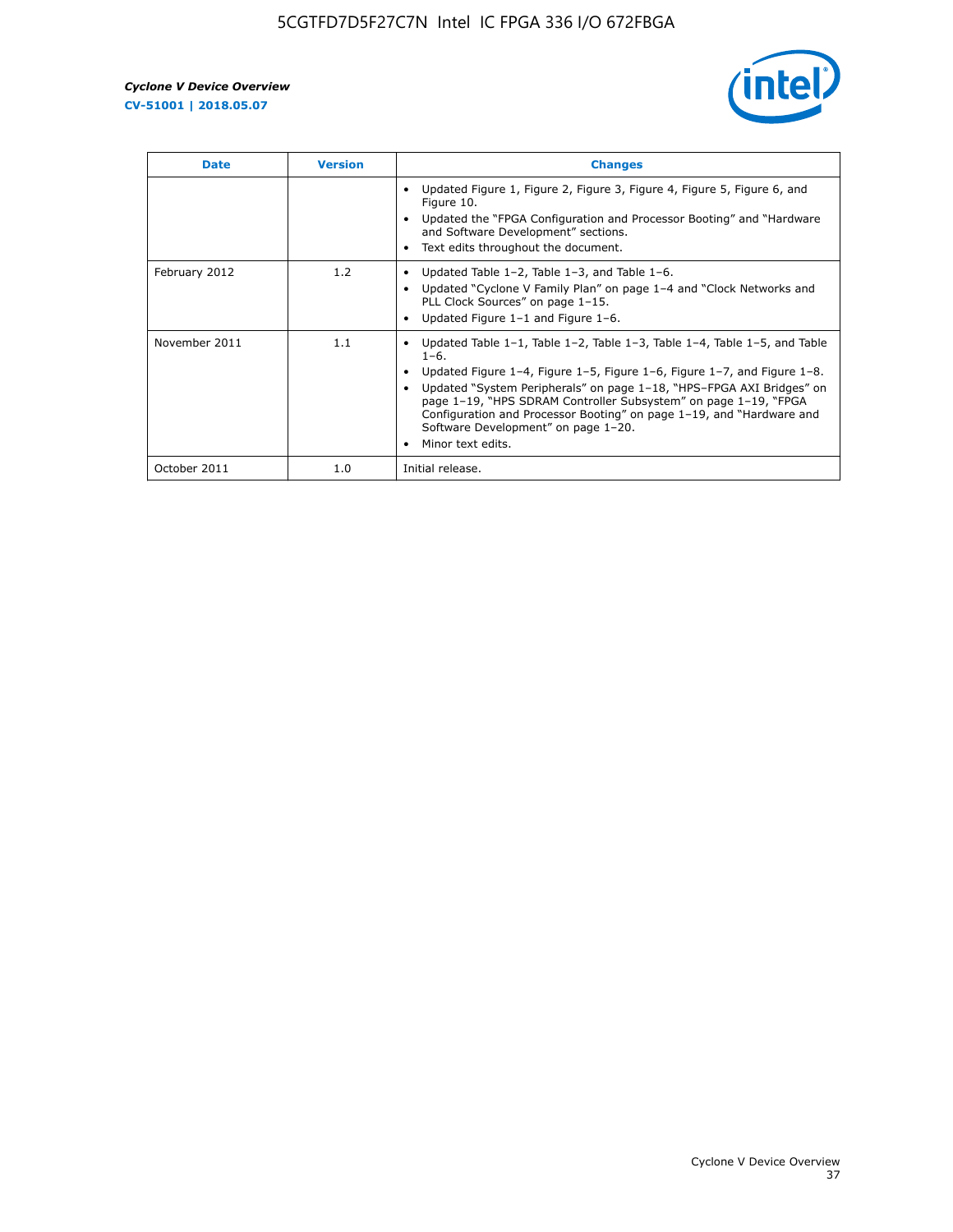| Date | Version | Changes |
|---|---|---|
| | | • Updated Figure 1, Figure 2, Figure 3, Figure 4, Figure 5, Figure 6, and Figure 10.<br>• Updated the "FPGA Configuration and Processor Booting" and "Hardware and Software Development" sections.<br>• Text edits throughout the document. |
| February 2012 | 1.2 | • Updated Table 1–2, Table 1–3, and Table 1–6.<br>• Updated "Cyclone V Family Plan" on page 1–4 and "Clock Networks and PLL Clock Sources" on page 1–15.<br>• Updated Figure 1–1 and Figure 1–6. |
| November 2011 | 1.1 | • Updated Table 1–1, Table 1–2, Table 1–3, Table 1–4, Table 1–5, and Table 1–6.<br>• Updated Figure 1–4, Figure 1–5, Figure 1–6, Figure 1–7, and Figure 1–8.<br>• Updated "System Peripherals" on page 1–18, "HPS–FPGA AXI Bridges" on page 1–19, "HPS SDRAM Controller Subsystem" on page 1–19, "FPGA Configuration and Processor Booting" on page 1–19, and "Hardware and Software Development" on page 1–20.<br>• Minor text edits. |
| October 2011 | 1.0 | Initial release. |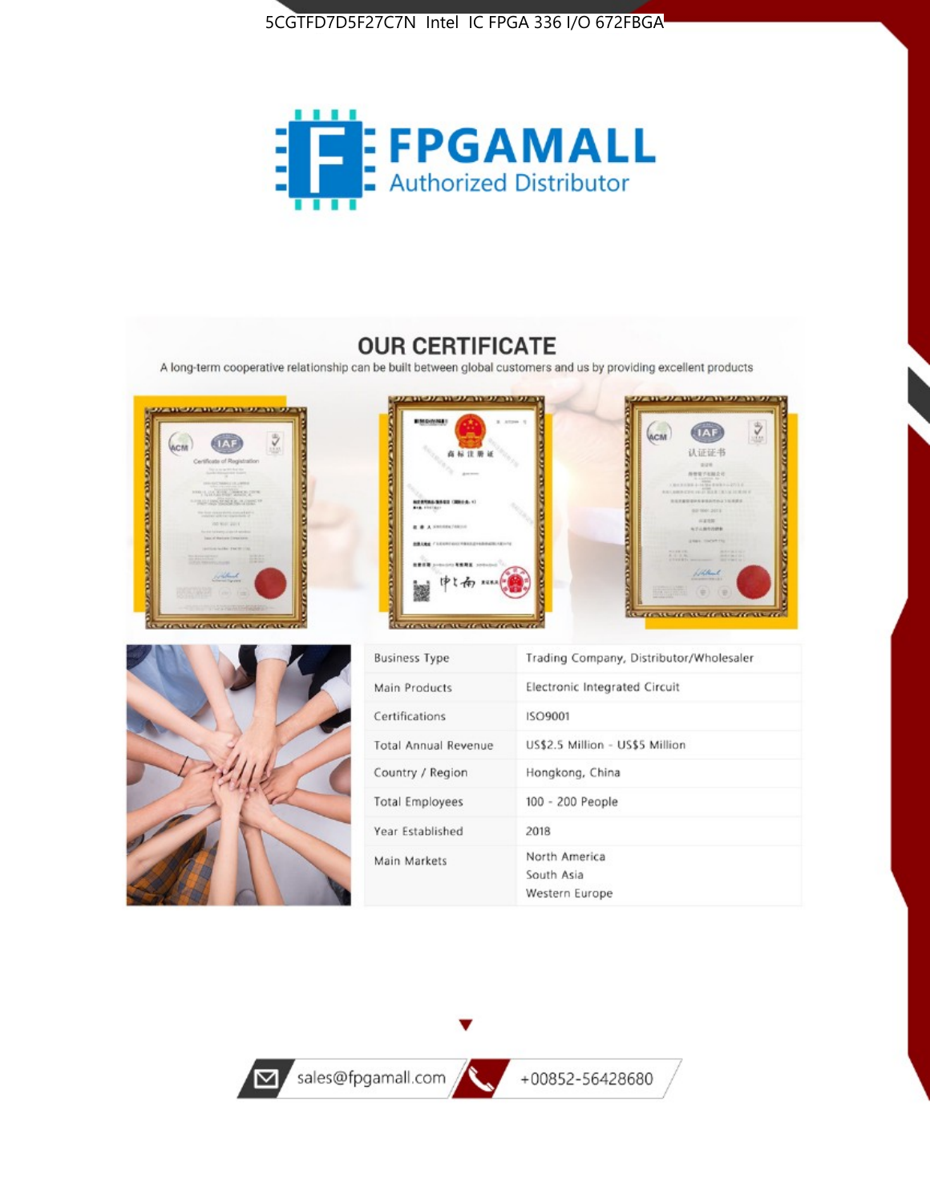FPGAMALL
Authorized Distributor

## OUR CERTIFICATE

A long-term cooperative relationship can be built between global customers and us by providing excellent products

| | |
|---|---|
| Business Type | Trading Company, Distributor/Wholesaler |
| Main Products | Electronic Integrated Circuit |
| Certifications | ISO9001 |
| Total Annual Revenue | US$2.5 Million - US$5 Million |
| Country / Region | Hongkong, China |
| Total Employees | 100 - 200 People |
| Year Established | 2018 |
| Main Markets | North America<br>South Asia<br>Western Europe |

sales@fpgamall.com

+00852-56428680